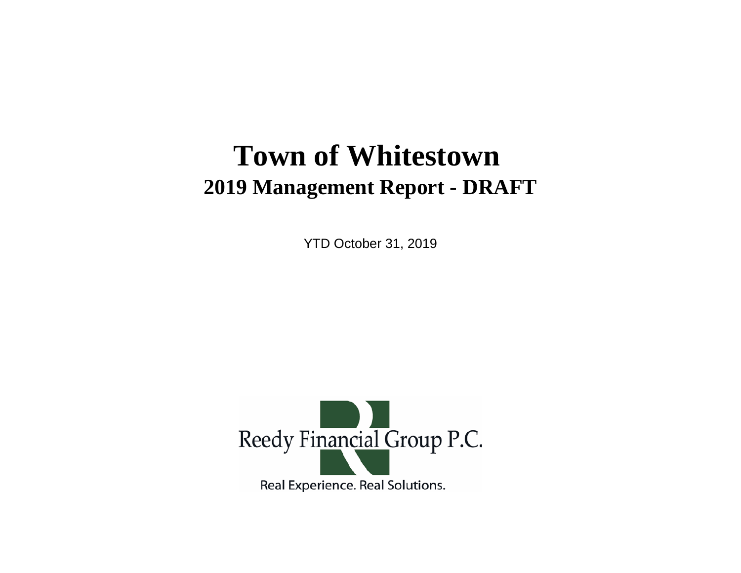# Town of Whitestown

## 2019 Management Report - DRAFT

YTD October 31, 2019

Reedy Financial Group P.C.

Real Experience. Real Solutions.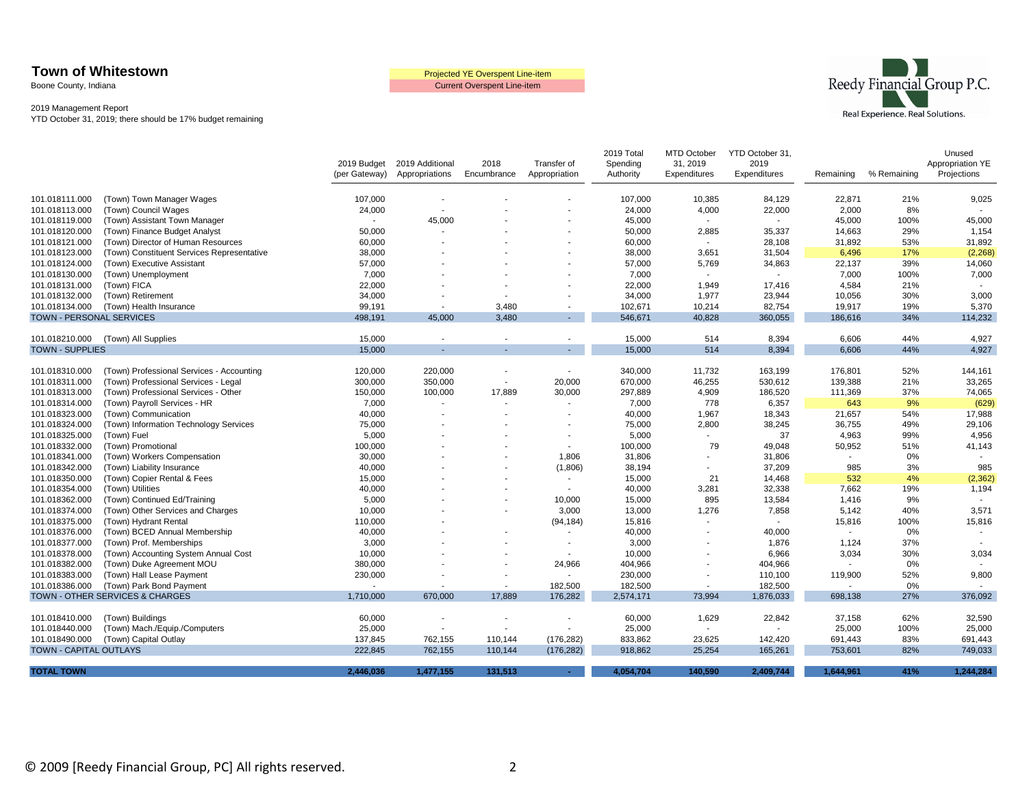# Town of Whitestown

Boone County, Indiana

2019 Management Report
YTD October 31, 2019; there should be 17% budget remaining

Projected YE Overspent Line-item
Current Overspent Line-item

Reedy Financial Group P.C.
Real Experience. Real Solutions.

| Account | Description | 2019 Budget (per Gateway) | 2019 Additional Appropriations | 2018 Encumbrance | Transfer of Appropriation | 2019 Total Spending Authority | MTD October 31, 2019 Expenditures | YTD October 31, 2019 Expenditures | Remaining | % Remaining | Unused Appropriation YE Projections |
|---|---|---|---|---|---|---|---|---|---|---|---|
| 101.018111.000 | (Town) Town Manager Wages | 107,000 | - | - | - | 107,000 | 10,385 | 84,129 | 22,871 | 21% | 9,025 |
| 101.018113.000 | (Town) Council Wages | 24,000 | - | - | - | 24,000 | 4,000 | 22,000 | 2,000 | 8% | - |
| 101.018119.000 | (Town) Assistant Town Manager | - | 45,000 | - | - | 45,000 | - | - | 45,000 | 100% | 45,000 |
| 101.018120.000 | (Town) Finance Budget Analyst | 50,000 | - | - | - | 50,000 | 2,885 | 35,337 | 14,663 | 29% | 1,154 |
| 101.018121.000 | (Town) Director of Human Resources | 60,000 | - | - | - | 60,000 | - | 28,108 | 31,892 | 53% | 31,892 |
| 101.018123.000 | (Town) Constituent Services Representative | 38,000 | - | - | - | 38,000 | 3,651 | 31,504 | 6,496 | 17% | (2,268) |
| 101.018124.000 | (Town) Executive Assistant | 57,000 | - | - | - | 57,000 | 5,769 | 34,863 | 22,137 | 39% | 14,060 |
| 101.018130.000 | (Town) Unemployment | 7,000 | - | - | - | 7,000 | - | - | 7,000 | 100% | 7,000 |
| 101.018131.000 | (Town) FICA | 22,000 | - | - | - | 22,000 | 1,949 | 17,416 | 4,584 | 21% | - |
| 101.018132.000 | (Town) Retirement | 34,000 | - | - | - | 34,000 | 1,977 | 23,944 | 10,056 | 30% | 3,000 |
| 101.018134.000 | (Town) Health Insurance | 99,191 | - | 3,480 | - | 102,671 | 10,214 | 82,754 | 19,917 | 19% | 5,370 |
| **TOWN - PERSONAL SERVICES** | | 498,191 | 45,000 | 3,480 | - | 546,671 | 40,828 | 360,055 | 186,616 | 34% | 114,232 |
| 101.018210.000 | (Town) All Supplies | 15,000 | - | - | - | 15,000 | 514 | 8,394 | 6,606 | 44% | 4,927 |
| **TOWN - SUPPLIES** | | 15,000 | - | - | - | 15,000 | 514 | 8,394 | 6,606 | 44% | 4,927 |
| 101.018310.000 | (Town) Professional Services - Accounting | 120,000 | 220,000 | - | - | 340,000 | 11,732 | 163,199 | 176,801 | 52% | 144,161 |
| 101.018311.000 | (Town) Professional Services - Legal | 300,000 | 350,000 | - | 20,000 | 670,000 | 46,255 | 530,612 | 139,388 | 21% | 33,265 |
| 101.018313.000 | (Town) Professional Services - Other | 150,000 | 100,000 | 17,889 | 30,000 | 297,889 | 4,909 | 186,520 | 111,369 | 37% | 74,065 |
| 101.018314.000 | (Town) Payroll Services - HR | 7,000 | - | - | - | 7,000 | 778 | 6,357 | 643 | 9% | (629) |
| 101.018323.000 | (Town) Communication | 40,000 | - | - | - | 40,000 | 1,967 | 18,343 | 21,657 | 54% | 17,988 |
| 101.018324.000 | (Town) Information Technology Services | 75,000 | - | - | - | 75,000 | 2,800 | 38,245 | 36,755 | 49% | 29,106 |
| 101.018325.000 | (Town) Fuel | 5,000 | - | - | - | 5,000 | - | 37 | 4,963 | 99% | 4,956 |
| 101.018332.000 | (Town) Promotional | 100,000 | - | - | - | 100,000 | 79 | 49,048 | 50,952 | 51% | 41,143 |
| 101.018341.000 | (Town) Workers Compensation | 30,000 | - | - | 1,806 | 31,806 | - | 31,806 | - | 0% | - |
| 101.018342.000 | (Town) Liability Insurance | 40,000 | - | - | (1,806) | 38,194 | - | 37,209 | 985 | 3% | 985 |
| 101.018350.000 | (Town) Copier Rental & Fees | 15,000 | - | - | - | 15,000 | 21 | 14,468 | 532 | 4% | (2,362) |
| 101.018354.000 | (Town) Utilities | 40,000 | - | - | - | 40,000 | 3,281 | 32,338 | 7,662 | 19% | 1,194 |
| 101.018362.000 | (Town) Continued Ed/Training | 5,000 | - | - | 10,000 | 15,000 | 895 | 13,584 | 1,416 | 9% | - |
| 101.018374.000 | (Town) Other Services and Charges | 10,000 | - | - | 3,000 | 13,000 | 1,276 | 7,858 | 5,142 | 40% | 3,571 |
| 101.018375.000 | (Town) Hydrant Rental | 110,000 | - | - | (94,184) | 15,816 | - | - | 15,816 | 100% | 15,816 |
| 101.018376.000 | (Town) BCED Annual Membership | 40,000 | - | - | - | 40,000 | - | 40,000 | - | 0% | - |
| 101.018377.000 | (Town) Prof. Memberships | 3,000 | - | - | - | 3,000 | - | 1,876 | 1,124 | 37% | - |
| 101.018378.000 | (Town) Accounting System Annual Cost | 10,000 | - | - | - | 10,000 | - | 6,966 | 3,034 | 30% | 3,034 |
| 101.018382.000 | (Town) Duke Agreement MOU | 380,000 | - | - | 24,966 | 404,966 | - | 404,966 | - | 0% | - |
| 101.018383.000 | (Town) Hall Lease Payment | 230,000 | - | - | - | 230,000 | - | 110,100 | 119,900 | 52% | 9,800 |
| 101.018386.000 | (Town) Park Bond Payment | - | - | - | 182,500 | 182,500 | - | 182,500 | - | 0% | - |
| **TOWN - OTHER SERVICES & CHARGES** | | 1,710,000 | 670,000 | 17,889 | 176,282 | 2,574,171 | 73,994 | 1,876,033 | 698,138 | 27% | 376,092 |
| 101.018410.000 | (Town) Buildings | 60,000 | - | - | - | 60,000 | 1,629 | 22,842 | 37,158 | 62% | 32,590 |
| 101.018440.000 | (Town) Mach./Equip./Computers | 25,000 | - | - | - | 25,000 | - | - | 25,000 | 100% | 25,000 |
| 101.018490.000 | (Town) Capital Outlay | 137,845 | 762,155 | 110,144 | (176,282) | 833,862 | 23,625 | 142,420 | 691,443 | 83% | 691,443 |
| **TOWN - CAPITAL OUTLAYS** | | 222,845 | 762,155 | 110,144 | (176,282) | 918,862 | 25,254 | 165,261 | 753,601 | 82% | 749,033 |
| **TOTAL TOWN** | | **2,446,036** | **1,477,155** | **131,513** | **-** | **4,054,704** | **140,590** | **2,409,744** | **1,644,961** | **41%** | **1,244,284** |

© 2009 [Reedy Financial Group, PC] All rights reserved.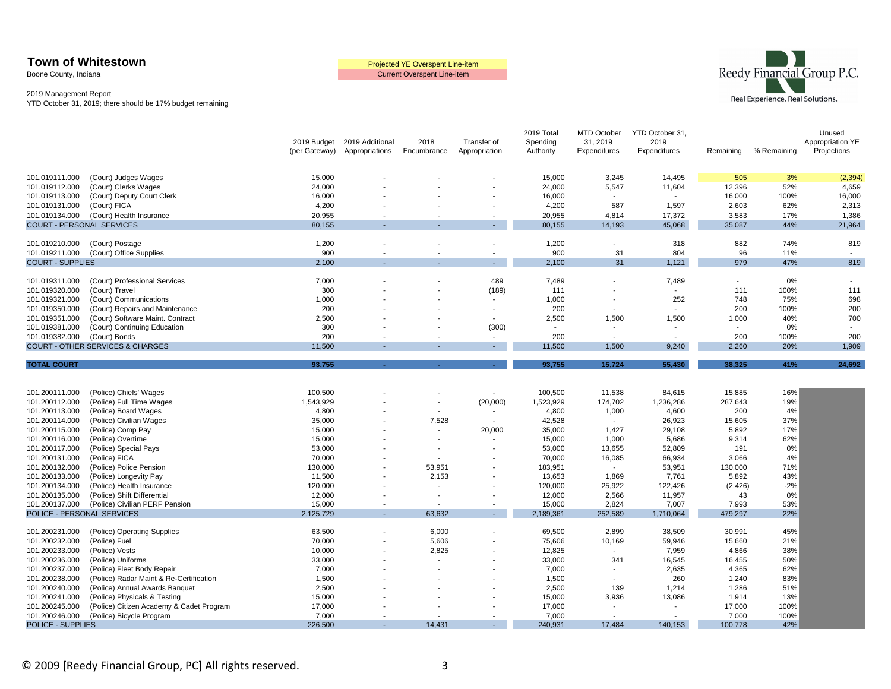**Town of Whitestown**
Boone County, Indiana

2019 Management Report
YTD October 31, 2019; there should be 17% budget remaining

Projected YE Overspent Line-item
Current Overspent Line-item

Reedy Financial Group P.C.
Real Experience. Real Solutions.

| Account | Description | 2019 Budget (per Gateway) | 2019 Additional Appropriations | 2018 Encumbrance | Transfer of Appropriation | 2019 Total Spending Authority | MTD October 31, 2019 Expenditures | YTD October 31, 2019 Expenditures | Remaining | % Remaining | Unused Appropriation YE Projections |
|---|---|---|---|---|---|---|---|---|---|---|---|
| 101.019111.000 | (Court) Judges Wages | 15,000 | - | - | - | 15,000 | 3,245 | 14,495 | 505 | 3% | (2,394) |
| 101.019112.000 | (Court) Clerks Wages | 24,000 | - | - | - | 24,000 | 5,547 | 11,604 | 12,396 | 52% | 4,659 |
| 101.019113.000 | (Court) Deputy Court Clerk | 16,000 | - | - | - | 16,000 | - | - | 16,000 | 100% | 16,000 |
| 101.019131.000 | (Court) FICA | 4,200 | - | - | - | 4,200 | 587 | 1,597 | 2,603 | 62% | 2,313 |
| 101.019134.000 | (Court) Health Insurance | 20,955 | - | - | - | 20,955 | 4,814 | 17,372 | 3,583 | 17% | 1,386 |
| COURT - PERSONAL SERVICES | | 80,155 | - | - | - | 80,155 | 14,193 | 45,068 | 35,087 | 44% | 21,964 |
| 101.019210.000 | (Court) Postage | 1,200 | - | - | - | 1,200 | - | 318 | 882 | 74% | 819 |
| 101.019211.000 | (Court) Office Supplies | 900 | - | - | - | 900 | 31 | 804 | 96 | 11% | - |
| COURT - SUPPLIES | | 2,100 | - | - | - | 2,100 | 31 | 1,121 | 979 | 47% | 819 |
| 101.019311.000 | (Court) Professional Services | 7,000 | - | - | 489 | 7,489 | - | 7,489 | - | 0% | - |
| 101.019320.000 | (Court) Travel | 300 | - | - | (189) | 111 | - | - | 111 | 100% | 111 |
| 101.019321.000 | (Court) Communications | 1,000 | - | - | - | 1,000 | - | 252 | 748 | 75% | 698 |
| 101.019350.000 | (Court) Repairs and Maintenance | 200 | - | - | - | 200 | - | - | 200 | 100% | 200 |
| 101.019351.000 | (Court) Software Maint. Contract | 2,500 | - | - | - | 2,500 | 1,500 | 1,500 | 1,000 | 40% | 700 |
| 101.019381.000 | (Court) Continuing Education | 300 | - | - | (300) | - | - | - | - | 0% | - |
| 101.019382.000 | (Court) Bonds | 200 | - | - | - | 200 | - | - | 200 | 100% | 200 |
| COURT - OTHER SERVICES & CHARGES | | 11,500 | - | - | - | 11,500 | 1,500 | 9,240 | 2,260 | 20% | 1,909 |
| **TOTAL COURT** | | **93,755** | **-** | **-** | **-** | **93,755** | **15,724** | **55,430** | **38,325** | **41%** | **24,692** |
| 101.200111.000 | (Police) Chiefs' Wages | 100,500 | - | - | - | 100,500 | 11,538 | 84,615 | 15,885 | 16% | |
| 101.200112.000 | (Police) Full Time Wages | 1,543,929 | - | - | (20,000) | 1,523,929 | 174,702 | 1,236,286 | 287,643 | 19% | |
| 101.200113.000 | (Police) Board Wages | 4,800 | - | - | - | 4,800 | 1,000 | 4,600 | 200 | 4% | |
| 101.200114.000 | (Police) Civilian Wages | 35,000 | - | 7,528 | - | 42,528 | - | 26,923 | 15,605 | 37% | |
| 101.200115.000 | (Police) Comp Pay | 15,000 | - | - | 20,000 | 35,000 | 1,427 | 29,108 | 5,892 | 17% | |
| 101.200116.000 | (Police) Overtime | 15,000 | - | - | - | 15,000 | 1,000 | 5,686 | 9,314 | 62% | |
| 101.200117.000 | (Police) Special Pays | 53,000 | - | - | - | 53,000 | 13,655 | 52,809 | 191 | 0% | |
| 101.200131.000 | (Police) FICA | 70,000 | - | - | - | 70,000 | 16,085 | 66,934 | 3,066 | 4% | |
| 101.200132.000 | (Police) Police Pension | 130,000 | - | 53,951 | - | 183,951 | - | 53,951 | 130,000 | 71% | |
| 101.200133.000 | (Police) Longevity Pay | 11,500 | - | 2,153 | - | 13,653 | 1,869 | 7,761 | 5,892 | 43% | |
| 101.200134.000 | (Police) Health Insurance | 120,000 | - | - | - | 120,000 | 25,922 | 122,426 | (2,426) | -2% | |
| 101.200135.000 | (Police) Shift Differential | 12,000 | - | - | - | 12,000 | 2,566 | 11,957 | 43 | 0% | |
| 101.200137.000 | (Police) Civilian PERF Pension | 15,000 | - | - | - | 15,000 | 2,824 | 7,007 | 7,993 | 53% | |
| POLICE - PERSONAL SERVICES | | 2,125,729 | - | 63,632 | - | 2,189,361 | 252,589 | 1,710,064 | 479,297 | 22% | |
| 101.200231.000 | (Police) Operating Supplies | 63,500 | - | 6,000 | - | 69,500 | 2,899 | 38,509 | 30,991 | 45% | |
| 101.200232.000 | (Police) Fuel | 70,000 | - | 5,606 | - | 75,606 | 10,169 | 59,946 | 15,660 | 21% | |
| 101.200233.000 | (Police) Vests | 10,000 | - | 2,825 | - | 12,825 | - | 7,959 | 4,866 | 38% | |
| 101.200236.000 | (Police) Uniforms | 33,000 | - | - | - | 33,000 | 341 | 16,545 | 16,455 | 50% | |
| 101.200237.000 | (Police) Fleet Body Repair | 7,000 | - | - | - | 7,000 | - | 2,635 | 4,365 | 62% | |
| 101.200238.000 | (Police) Radar Maint & Re-Certification | 1,500 | - | - | - | 1,500 | - | 260 | 1,240 | 83% | |
| 101.200240.000 | (Police) Annual Awards Banquet | 2,500 | - | - | - | 2,500 | 139 | 1,214 | 1,286 | 51% | |
| 101.200241.000 | (Police) Physicals & Testing | 15,000 | - | - | - | 15,000 | 3,936 | 13,086 | 1,914 | 13% | |
| 101.200245.000 | (Police) Citizen Academy & Cadet Program | 17,000 | - | - | - | 17,000 | - | - | 17,000 | 100% | |
| 101.200246.000 | (Police) Bicycle Program | 7,000 | - | - | - | 7,000 | - | - | 7,000 | 100% | |
| POLICE - SUPPLIES | | 226,500 | - | 14,431 | - | 240,931 | 17,484 | 140,153 | 100,778 | 42% | |

© 2009 [Reedy Financial Group, PC] All rights reserved.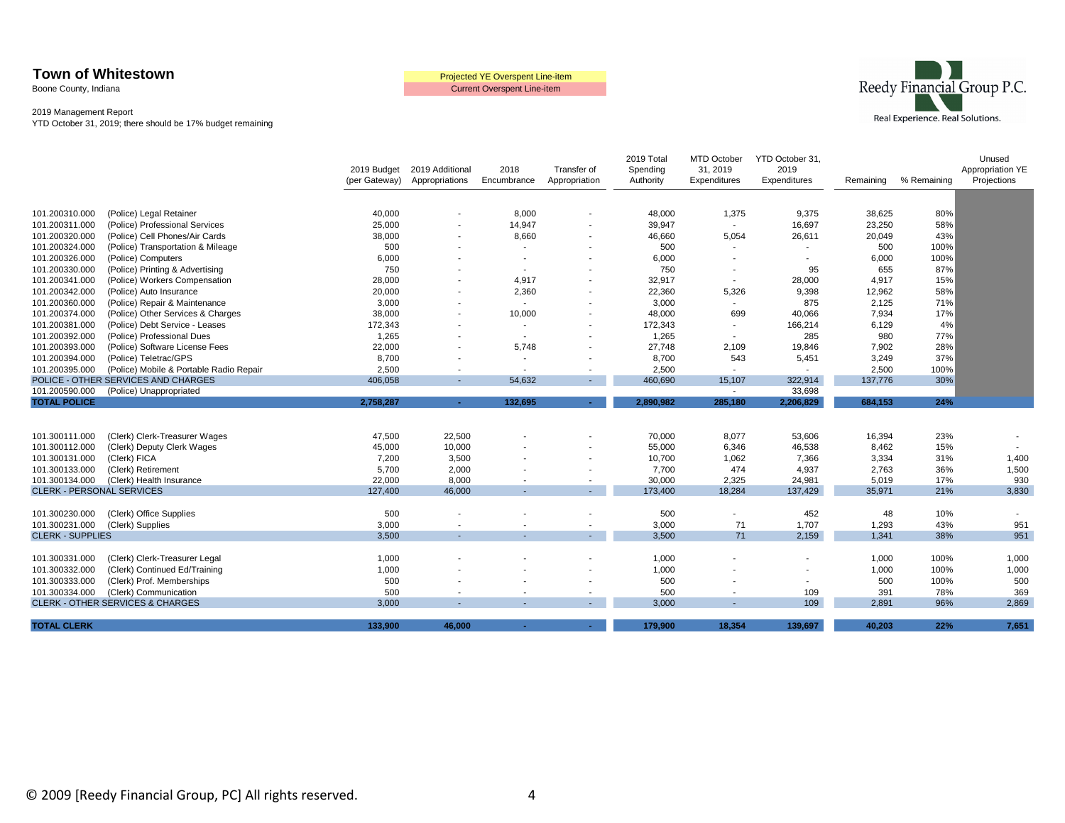**Town of Whitestown**
Boone County, Indiana

2019 Management Report
YTD October 31, 2019; there should be 17% budget remaining

Projected YE Overspent Line-item
Current Overspent Line-item

Reedy Financial Group P.C.
Real Experience. Real Solutions.

| Account | Description | 2019 Budget (per Gateway) | 2019 Additional Appropriations | 2018 Encumbrance | Transfer of Appropriation | 2019 Total Spending Authority | MTD October 31, 2019 Expenditures | YTD October 31, 2019 Expenditures | Remaining | % Remaining | Unused Appropriation YE Projections |
|---|---|---|---|---|---|---|---|---|---|---|---|
| 101.200310.000 | (Police) Legal Retainer | 40,000 | - | 8,000 | - | 48,000 | 1,375 | 9,375 | 38,625 | 80% | |
| 101.200311.000 | (Police) Professional Services | 25,000 | - | 14,947 | - | 39,947 | - | 16,697 | 23,250 | 58% | |
| 101.200320.000 | (Police) Cell Phones/Air Cards | 38,000 | - | 8,660 | - | 46,660 | 5,054 | 26,611 | 20,049 | 43% | |
| 101.200324.000 | (Police) Transportation & Mileage | 500 | - | - | - | 500 | - | - | 500 | 100% | |
| 101.200326.000 | (Police) Computers | 6,000 | - | - | - | 6,000 | - | - | 6,000 | 100% | |
| 101.200330.000 | (Police) Printing & Advertising | 750 | - | - | - | 750 | - | 95 | 655 | 87% | |
| 101.200341.000 | (Police) Workers Compensation | 28,000 | - | 4,917 | - | 32,917 | - | 28,000 | 4,917 | 15% | |
| 101.200342.000 | (Police) Auto Insurance | 20,000 | - | 2,360 | - | 22,360 | 5,326 | 9,398 | 12,962 | 58% | |
| 101.200360.000 | (Police) Repair & Maintenance | 3,000 | - | - | - | 3,000 | - | 875 | 2,125 | 71% | |
| 101.200374.000 | (Police) Other Services & Charges | 38,000 | - | 10,000 | - | 48,000 | 699 | 40,066 | 7,934 | 17% | |
| 101.200381.000 | (Police) Debt Service - Leases | 172,343 | - | - | - | 172,343 | - | 166,214 | 6,129 | 4% | |
| 101.200392.000 | (Police) Professional Dues | 1,265 | - | - | - | 1,265 | - | 285 | 980 | 77% | |
| 101.200393.000 | (Police) Software License Fees | 22,000 | - | 5,748 | - | 27,748 | 2,109 | 19,846 | 7,902 | 28% | |
| 101.200394.000 | (Police) Teletrac/GPS | 8,700 | - | - | - | 8,700 | 543 | 5,451 | 3,249 | 37% | |
| 101.200395.000 | (Police) Mobile & Portable Radio Repair | 2,500 | - | - | - | 2,500 | - | - | 2,500 | 100% | |
| POLICE - OTHER SERVICES AND CHARGES | | 406,058 | - | 54,632 | - | 460,690 | 15,107 | 322,914 | 137,776 | 30% | |
| 101.200590.000 | (Police) Unappropriated | | | | | | - | 33,698 | | | |
| **TOTAL POLICE** | | **2,758,287** | **-** | **132,695** | **-** | **2,890,982** | **285,180** | **2,206,829** | **684,153** | **24%** | |
| 101.300111.000 | (Clerk) Clerk-Treasurer Wages | 47,500 | 22,500 | - | - | 70,000 | 8,077 | 53,606 | 16,394 | 23% | - |
| 101.300112.000 | (Clerk) Deputy Clerk Wages | 45,000 | 10,000 | - | - | 55,000 | 6,346 | 46,538 | 8,462 | 15% | - |
| 101.300131.000 | (Clerk) FICA | 7,200 | 3,500 | - | - | 10,700 | 1,062 | 7,366 | 3,334 | 31% | 1,400 |
| 101.300133.000 | (Clerk) Retirement | 5,700 | 2,000 | - | - | 7,700 | 474 | 4,937 | 2,763 | 36% | 1,500 |
| 101.300134.000 | (Clerk) Health Insurance | 22,000 | 8,000 | - | - | 30,000 | 2,325 | 24,981 | 5,019 | 17% | 930 |
| CLERK - PERSONAL SERVICES | | 127,400 | 46,000 | - | - | 173,400 | 18,284 | 137,429 | 35,971 | 21% | 3,830 |
| 101.300230.000 | (Clerk) Office Supplies | 500 | - | - | - | 500 | - | 452 | 48 | 10% | - |
| 101.300231.000 | (Clerk) Supplies | 3,000 | - | - | - | 3,000 | 71 | 1,707 | 1,293 | 43% | 951 |
| CLERK - SUPPLIES | | 3,500 | - | - | - | 3,500 | 71 | 2,159 | 1,341 | 38% | 951 |
| 101.300331.000 | (Clerk) Clerk-Treasurer Legal | 1,000 | - | - | - | 1,000 | - | - | 1,000 | 100% | 1,000 |
| 101.300332.000 | (Clerk) Continued Ed/Training | 1,000 | - | - | - | 1,000 | - | - | 1,000 | 100% | 1,000 |
| 101.300333.000 | (Clerk) Prof. Memberships | 500 | - | - | - | 500 | - | - | 500 | 100% | 500 |
| 101.300334.000 | (Clerk) Communication | 500 | - | - | - | 500 | - | 109 | 391 | 78% | 369 |
| CLERK - OTHER SERVICES & CHARGES | | 3,000 | - | - | - | 3,000 | - | 109 | 2,891 | 96% | 2,869 |
| **TOTAL CLERK** | | **133,900** | **46,000** | **-** | **-** | **179,900** | **18,354** | **139,697** | **40,203** | **22%** | **7,651** |

© 2009 [Reedy Financial Group, PC] All rights reserved.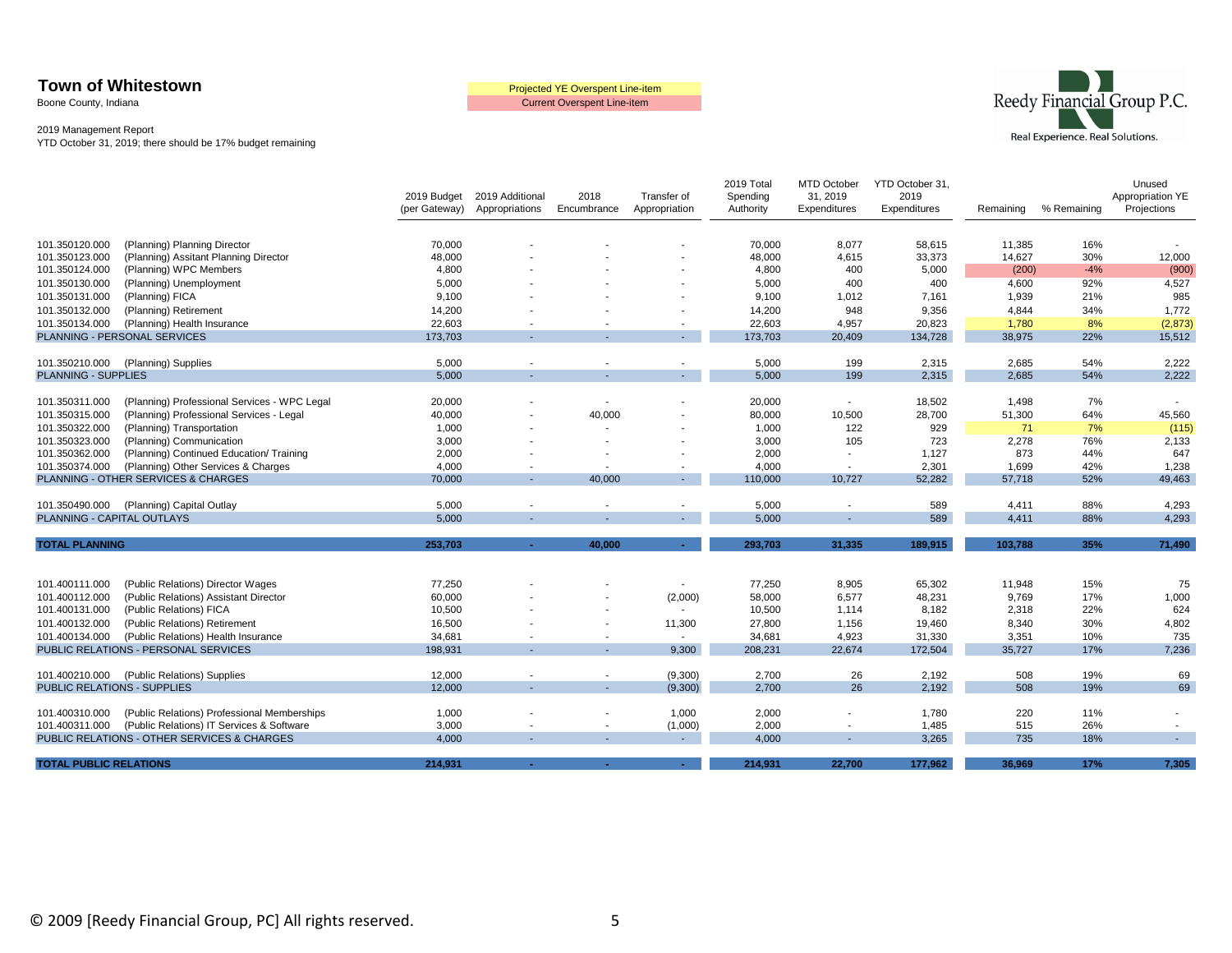# Town of Whitestown

Boone County, Indiana

2019 Management Report

YTD October 31, 2019; there should be 17% budget remaining

Projected YE Overspent Line-item

Current Overspent Line-item

Reedy Financial Group P.C.

Real Experience. Real Solutions.

| Account | Description | 2019 Budget (per Gateway) | 2019 Additional Appropriations | 2018 Encumbrance | Transfer of Appropriation | 2019 Total Spending Authority | MTD October 31, 2019 Expenditures | YTD October 31, 2019 Expenditures | Remaining | % Remaining | Unused Appropriation YE Projections |
|---|---|---|---|---|---|---|---|---|---|---|---|
| 101.350120.000 | (Planning) Planning Director | 70,000 | - | - | - | 70,000 | 8,077 | 58,615 | 11,385 | 16% | - |
| 101.350123.000 | (Planning) Assitant Planning Director | 48,000 | - | - | - | 48,000 | 4,615 | 33,373 | 14,627 | 30% | 12,000 |
| 101.350124.000 | (Planning) WPC Members | 4,800 | - | - | - | 4,800 | 400 | 5,000 | (200) | -4% | (900) |
| 101.350130.000 | (Planning) Unemployment | 5,000 | - | - | - | 5,000 | 400 | 400 | 4,600 | 92% | 4,527 |
| 101.350131.000 | (Planning) FICA | 9,100 | - | - | - | 9,100 | 1,012 | 7,161 | 1,939 | 21% | 985 |
| 101.350132.000 | (Planning) Retirement | 14,200 | - | - | - | 14,200 | 948 | 9,356 | 4,844 | 34% | 1,772 |
| 101.350134.000 | (Planning) Health Insurance | 22,603 | - | - | - | 22,603 | 4,957 | 20,823 | 1,780 | 8% | (2,873) |
| PLANNING - PERSONAL SERVICES | | 173,703 | - | - | - | 173,703 | 20,409 | 134,728 | 38,975 | 22% | 15,512 |
| 101.350210.000 | (Planning) Supplies | 5,000 | - | - | - | 5,000 | 199 | 2,315 | 2,685 | 54% | 2,222 |
| PLANNING - SUPPLIES | | 5,000 | - | - | - | 5,000 | 199 | 2,315 | 2,685 | 54% | 2,222 |
| 101.350311.000 | (Planning) Professional Services - WPC Legal | 20,000 | - | - | - | 20,000 | - | 18,502 | 1,498 | 7% | - |
| 101.350315.000 | (Planning) Professional Services - Legal | 40,000 | - | 40,000 | - | 80,000 | 10,500 | 28,700 | 51,300 | 64% | 45,560 |
| 101.350322.000 | (Planning) Transportation | 1,000 | - | - | - | 1,000 | 122 | 929 | 71 | 7% | (115) |
| 101.350323.000 | (Planning) Communication | 3,000 | - | - | - | 3,000 | 105 | 723 | 2,278 | 76% | 2,133 |
| 101.350362.000 | (Planning) Continued Education/ Training | 2,000 | - | - | - | 2,000 | - | 1,127 | 873 | 44% | 647 |
| 101.350374.000 | (Planning) Other Services & Charges | 4,000 | - | - | - | 4,000 | - | 2,301 | 1,699 | 42% | 1,238 |
| PLANNING - OTHER SERVICES & CHARGES | | 70,000 | - | 40,000 | - | 110,000 | 10,727 | 52,282 | 57,718 | 52% | 49,463 |
| 101.350490.000 | (Planning) Capital Outlay | 5,000 | - | - | - | 5,000 | - | 589 | 4,411 | 88% | 4,293 |
| PLANNING - CAPITAL OUTLAYS | | 5,000 | - | - | - | 5,000 | - | 589 | 4,411 | 88% | 4,293 |
| **TOTAL PLANNING** | | **253,703** | **-** | **40,000** | **-** | **293,703** | **31,335** | **189,915** | **103,788** | **35%** | **71,490** |
| 101.400111.000 | (Public Relations) Director Wages | 77,250 | - | - | - | 77,250 | 8,905 | 65,302 | 11,948 | 15% | 75 |
| 101.400112.000 | (Public Relations) Assistant Director | 60,000 | - | - | (2,000) | 58,000 | 6,577 | 48,231 | 9,769 | 17% | 1,000 |
| 101.400131.000 | (Public Relations) FICA | 10,500 | - | - | - | 10,500 | 1,114 | 8,182 | 2,318 | 22% | 624 |
| 101.400132.000 | (Public Relations) Retirement | 16,500 | - | - | 11,300 | 27,800 | 1,156 | 19,460 | 8,340 | 30% | 4,802 |
| 101.400134.000 | (Public Relations) Health Insurance | 34,681 | - | - | - | 34,681 | 4,923 | 31,330 | 3,351 | 10% | 735 |
| PUBLIC RELATIONS - PERSONAL SERVICES | | 198,931 | - | - | 9,300 | 208,231 | 22,674 | 172,504 | 35,727 | 17% | 7,236 |
| 101.400210.000 | (Public Relations) Supplies | 12,000 | - | - | (9,300) | 2,700 | 26 | 2,192 | 508 | 19% | 69 |
| PUBLIC RELATIONS - SUPPLIES | | 12,000 | - | - | (9,300) | 2,700 | 26 | 2,192 | 508 | 19% | 69 |
| 101.400310.000 | (Public Relations) Professional Memberships | 1,000 | - | - | 1,000 | 2,000 | - | 1,780 | 220 | 11% | - |
| 101.400311.000 | (Public Relations) IT Services & Software | 3,000 | - | - | (1,000) | 2,000 | - | 1,485 | 515 | 26% | - |
| PUBLIC RELATIONS - OTHER SERVICES & CHARGES | | 4,000 | - | - | - | 4,000 | - | 3,265 | 735 | 18% | - |
| **TOTAL PUBLIC RELATIONS** | | **214,931** | **-** | **-** | **-** | **214,931** | **22,700** | **177,962** | **36,969** | **17%** | **7,305** |

© 2009 [Reedy Financial Group, PC] All rights reserved.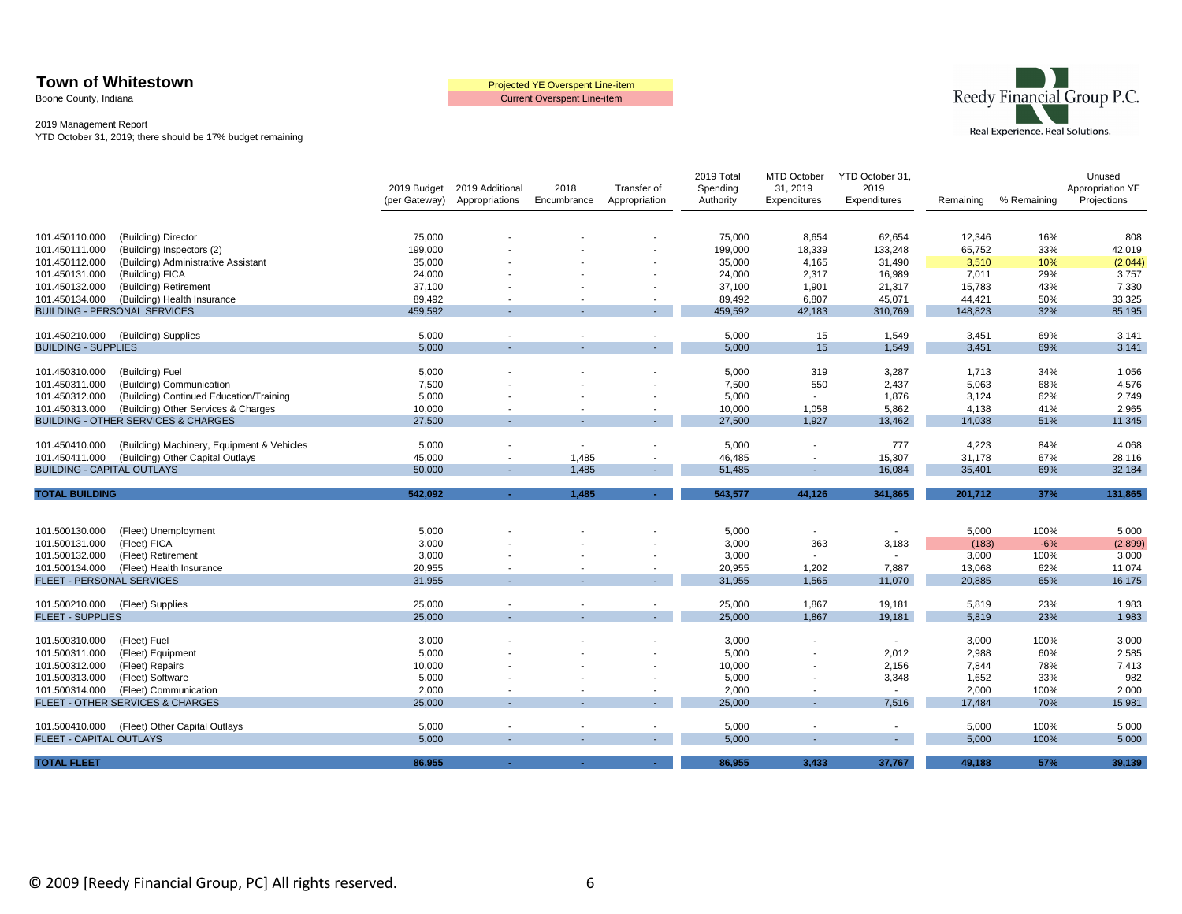**Town of Whitestown**
Boone County, Indiana

2019 Management Report
YTD October 31, 2019; there should be 17% budget remaining

Projected YE Overspent Line-item
Current Overspent Line-item

Reedy Financial Group P.C.
Real Experience. Real Solutions.

| Account | Description | 2019 Budget (per Gateway) | 2019 Additional Appropriations | 2018 Encumbrance | Transfer of Appropriation | 2019 Total Spending Authority | MTD October 31, 2019 Expenditures | YTD October 31, 2019 Expenditures | Remaining | % Remaining | Unused Appropriation YE Projections |
|---|---|---|---|---|---|---|---|---|---|---|---|
| 101.450110.000 | (Building) Director | 75,000 | - | - | - | 75,000 | 8,654 | 62,654 | 12,346 | 16% | 808 |
| 101.450111.000 | (Building) Inspectors (2) | 199,000 | - | - | - | 199,000 | 18,339 | 133,248 | 65,752 | 33% | 42,019 |
| 101.450112.000 | (Building) Administrative Assistant | 35,000 | - | - | - | 35,000 | 4,165 | 31,490 | 3,510 | 10% | (2,044) |
| 101.450131.000 | (Building) FICA | 24,000 | - | - | - | 24,000 | 2,317 | 16,989 | 7,011 | 29% | 3,757 |
| 101.450132.000 | (Building) Retirement | 37,100 | - | - | - | 37,100 | 1,901 | 21,317 | 15,783 | 43% | 7,330 |
| 101.450134.000 | (Building) Health Insurance | 89,492 | - | - | - | 89,492 | 6,807 | 45,071 | 44,421 | 50% | 33,325 |
| BUILDING - PERSONAL SERVICES | | 459,592 | - | - | - | 459,592 | 42,183 | 310,769 | 148,823 | 32% | 85,195 |
| 101.450210.000 | (Building) Supplies | 5,000 | - | - | - | 5,000 | 15 | 1,549 | 3,451 | 69% | 3,141 |
| BUILDING - SUPPLIES | | 5,000 | - | - | - | 5,000 | 15 | 1,549 | 3,451 | 69% | 3,141 |
| 101.450310.000 | (Building) Fuel | 5,000 | - | - | - | 5,000 | 319 | 3,287 | 1,713 | 34% | 1,056 |
| 101.450311.000 | (Building) Communication | 7,500 | - | - | - | 7,500 | 550 | 2,437 | 5,063 | 68% | 4,576 |
| 101.450312.000 | (Building) Continued Education/Training | 5,000 | - | - | - | 5,000 | - | 1,876 | 3,124 | 62% | 2,749 |
| 101.450313.000 | (Building) Other Services & Charges | 10,000 | - | - | - | 10,000 | 1,058 | 5,862 | 4,138 | 41% | 2,965 |
| BUILDING - OTHER SERVICES & CHARGES | | 27,500 | - | - | - | 27,500 | 1,927 | 13,462 | 14,038 | 51% | 11,345 |
| 101.450410.000 | (Building) Machinery, Equipment & Vehicles | 5,000 | - | - | - | 5,000 | - | 777 | 4,223 | 84% | 4,068 |
| 101.450411.000 | (Building) Other Capital Outlays | 45,000 | - | 1,485 | - | 46,485 | - | 15,307 | 31,178 | 67% | 28,116 |
| BUILDING - CAPITAL OUTLAYS | | 50,000 | - | 1,485 | - | 51,485 | - | 16,084 | 35,401 | 69% | 32,184 |
| **TOTAL BUILDING** | | **542,092** | **-** | **1,485** | **-** | **543,577** | **44,126** | **341,865** | **201,712** | **37%** | **131,865** |
| 101.500130.000 | (Fleet) Unemployment | 5,000 | - | - | - | 5,000 | - | - | 5,000 | 100% | 5,000 |
| 101.500131.000 | (Fleet) FICA | 3,000 | - | - | - | 3,000 | 363 | 3,183 | (183) | -6% | (2,899) |
| 101.500132.000 | (Fleet) Retirement | 3,000 | - | - | - | 3,000 | - | - | 3,000 | 100% | 3,000 |
| 101.500134.000 | (Fleet) Health Insurance | 20,955 | - | - | - | 20,955 | 1,202 | 7,887 | 13,068 | 62% | 11,074 |
| FLEET - PERSONAL SERVICES | | 31,955 | - | - | - | 31,955 | 1,565 | 11,070 | 20,885 | 65% | 16,175 |
| 101.500210.000 | (Fleet) Supplies | 25,000 | - | - | - | 25,000 | 1,867 | 19,181 | 5,819 | 23% | 1,983 |
| FLEET - SUPPLIES | | 25,000 | - | - | - | 25,000 | 1,867 | 19,181 | 5,819 | 23% | 1,983 |
| 101.500310.000 | (Fleet) Fuel | 3,000 | - | - | - | 3,000 | - | - | 3,000 | 100% | 3,000 |
| 101.500311.000 | (Fleet) Equipment | 5,000 | - | - | - | 5,000 | - | 2,012 | 2,988 | 60% | 2,585 |
| 101.500312.000 | (Fleet) Repairs | 10,000 | - | - | - | 10,000 | - | 2,156 | 7,844 | 78% | 7,413 |
| 101.500313.000 | (Fleet) Software | 5,000 | - | - | - | 5,000 | - | 3,348 | 1,652 | 33% | 982 |
| 101.500314.000 | (Fleet) Communication | 2,000 | - | - | - | 2,000 | - | - | 2,000 | 100% | 2,000 |
| FLEET - OTHER SERVICES & CHARGES | | 25,000 | - | - | - | 25,000 | - | 7,516 | 17,484 | 70% | 15,981 |
| 101.500410.000 | (Fleet) Other Capital Outlays | 5,000 | - | - | - | 5,000 | - | - | 5,000 | 100% | 5,000 |
| FLEET - CAPITAL OUTLAYS | | 5,000 | - | - | - | 5,000 | - | - | 5,000 | 100% | 5,000 |
| **TOTAL FLEET** | | **86,955** | **-** | **-** | **-** | **86,955** | **3,433** | **37,767** | **49,188** | **57%** | **39,139** |

© 2009 [Reedy Financial Group, PC] All rights reserved.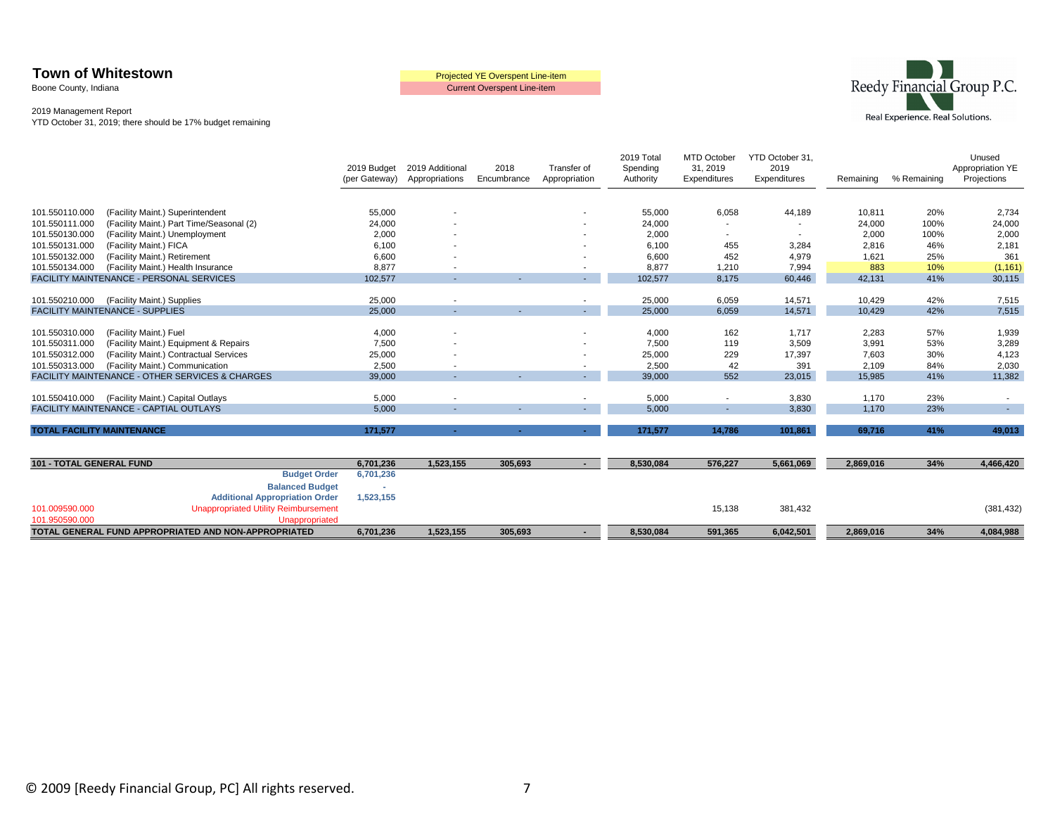**Town of Whitestown**
Boone County, Indiana

2019 Management Report
YTD October 31, 2019; there should be 17% budget remaining

Projected YE Overspent Line-item
Current Overspent Line-item

Reedy Financial Group P.C.
Real Experience. Real Solutions.

| Account | Description | 2019 Budget (per Gateway) | 2019 Additional Appropriations | 2018 Encumbrance | Transfer of Appropriation | 2019 Total Spending Authority | MTD October 31, 2019 Expenditures | YTD October 31, 2019 Expenditures | Remaining | % Remaining | Unused Appropriation YE Projections |
|---|---|---|---|---|---|---|---|---|---|---|---|
| 101.550110.000 | (Facility Maint.) Superintendent | 55,000 | - | | - | 55,000 | 6,058 | 44,189 | 10,811 | 20% | 2,734 |
| 101.550111.000 | (Facility Maint.) Part Time/Seasonal (2) | 24,000 | - | | - | 24,000 | - | - | 24,000 | 100% | 24,000 |
| 101.550130.000 | (Facility Maint.) Unemployment | 2,000 | - | | - | 2,000 | - | - | 2,000 | 100% | 2,000 |
| 101.550131.000 | (Facility Maint.) FICA | 6,100 | - | | - | 6,100 | 455 | 3,284 | 2,816 | 46% | 2,181 |
| 101.550132.000 | (Facility Maint.) Retirement | 6,600 | - | | - | 6,600 | 452 | 4,979 | 1,621 | 25% | 361 |
| 101.550134.000 | (Facility Maint.) Health Insurance | 8,877 | - | | - | 8,877 | 1,210 | 7,994 | 883 | 10% | (1,161) |
| FACILITY MAINTENANCE - PERSONAL SERVICES | | 102,577 | - | - | - | 102,577 | 8,175 | 60,446 | 42,131 | 41% | 30,115 |
| 101.550210.000 | (Facility Maint.) Supplies | 25,000 | - | | - | 25,000 | 6,059 | 14,571 | 10,429 | 42% | 7,515 |
| FACILITY MAINTENANCE - SUPPLIES | | 25,000 | - | - | - | 25,000 | 6,059 | 14,571 | 10,429 | 42% | 7,515 |
| 101.550310.000 | (Facility Maint.) Fuel | 4,000 | - | | - | 4,000 | 162 | 1,717 | 2,283 | 57% | 1,939 |
| 101.550311.000 | (Facility Maint.) Equipment & Repairs | 7,500 | - | | - | 7,500 | 119 | 3,509 | 3,991 | 53% | 3,289 |
| 101.550312.000 | (Facility Maint.) Contractual Services | 25,000 | - | | - | 25,000 | 229 | 17,397 | 7,603 | 30% | 4,123 |
| 101.550313.000 | (Facility Maint.) Communication | 2,500 | - | | - | 2,500 | 42 | 391 | 2,109 | 84% | 2,030 |
| FACILITY MAINTENANCE - OTHER SERVICES & CHARGES | | 39,000 | - | - | - | 39,000 | 552 | 23,015 | 15,985 | 41% | 11,382 |
| 101.550410.000 | (Facility Maint.) Capital Outlays | 5,000 | - | | - | 5,000 | - | 3,830 | 1,170 | 23% | - |
| FACILITY MAINTENANCE - CAPTIAL OUTLAYS | | 5,000 | - | - | - | 5,000 | - | 3,830 | 1,170 | 23% | - |
| **TOTAL FACILITY MAINTENANCE** | | **171,577** | **-** | **-** | **-** | **171,577** | **14,786** | **101,861** | **69,716** | **41%** | **49,013** |
| **101 - TOTAL GENERAL FUND** | | **6,701,236** | **1,523,155** | **305,693** | **-** | **8,530,084** | **576,227** | **5,661,069** | **2,869,016** | **34%** | **4,466,420** |
| | **Budget Order** | **6,701,236** | | | | | | | | | |
| | **Balanced Budget** | **-** | | | | | | | | | |
| | **Additional Appropriation Order** | **1,523,155** | | | | | | | | | |
| 101.009590.000 | Unappropriated Utility Reimbursement | | | | | | 15,138 | 381,432 | | | (381,432) |
| 101.950590.000 | Unappropriated | | | | | | | | | | |
| **TOTAL GENERAL FUND APPROPRIATED AND NON-APPROPRIATED** | | **6,701,236** | **1,523,155** | **305,693** | **-** | **8,530,084** | **591,365** | **6,042,501** | **2,869,016** | **34%** | **4,084,988** |

© 2009 [Reedy Financial Group, PC] All rights reserved.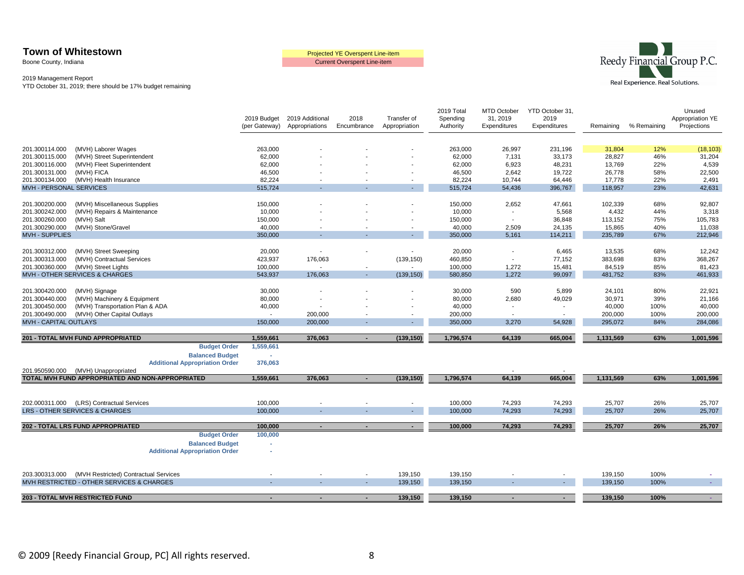**Town of Whitestown**

Boone County, Indiana

2019 Management Report

YTD October 31, 2019; there should be 17% budget remaining

Projected YE Overspent Line-item

Current Overspent Line-item

Reedy Financial Group P.C.

Real Experience. Real Solutions.

| Account | Description | 2019 Budget (per Gateway) | 2019 Additional Appropriations | 2018 Encumbrance | Transfer of Appropriation | 2019 Total Spending Authority | MTD October 31, 2019 Expenditures | YTD October 31, 2019 Expenditures | Remaining | % Remaining | Unused Appropriation YE Projections |
|---|---|---|---|---|---|---|---|---|---|---|---|
| 201.300114.000 | (MVH) Laborer Wages | 263,000 | - | - | - | 263,000 | 26,997 | 231,196 | 31,804 | 12% | (18,103) |
| 201.300115.000 | (MVH) Street Superintendent | 62,000 | - | - | - | 62,000 | 7,131 | 33,173 | 28,827 | 46% | 31,204 |
| 201.300116.000 | (MVH) Fleet Superintendent | 62,000 | - | - | - | 62,000 | 6,923 | 48,231 | 13,769 | 22% | 4,539 |
| 201.300131.000 | (MVH) FICA | 46,500 | - | - | - | 46,500 | 2,642 | 19,722 | 26,778 | 58% | 22,500 |
| 201.300134.000 | (MVH) Health Insurance | 82,224 | - | - | - | 82,224 | 10,744 | 64,446 | 17,778 | 22% | 2,491 |
| MVH - PERSONAL SERVICES | | 515,724 | - | - | - | 515,724 | 54,436 | 396,767 | 118,957 | 23% | 42,631 |
| 201.300200.000 | (MVH) Miscellaneous Supplies | 150,000 | - | - | - | 150,000 | 2,652 | 47,661 | 102,339 | 68% | 92,807 |
| 201.300242.000 | (MVH) Repairs & Maintenance | 10,000 | - | - | - | 10,000 | - | 5,568 | 4,432 | 44% | 3,318 |
| 201.300260.000 | (MVH) Salt | 150,000 | - | - | - | 150,000 | - | 36,848 | 113,152 | 75% | 105,783 |
| 201.300290.000 | (MVH) Stone/Gravel | 40,000 | - | - | - | 40,000 | 2,509 | 24,135 | 15,865 | 40% | 11,038 |
| MVH - SUPPLIES | | 350,000 | - | - | - | 350,000 | 5,161 | 114,211 | 235,789 | 67% | 212,946 |
| 201.300312.000 | (MVH) Street Sweeping | 20,000 | - | - | - | 20,000 | - | 6,465 | 13,535 | 68% | 12,242 |
| 201.300313.000 | (MVH) Contractual Services | 423,937 | 176,063 | | (139,150) | 460,850 | - | 77,152 | 383,698 | 83% | 368,267 |
| 201.300360.000 | (MVH) Street Lights | 100,000 | - | - | - | 100,000 | 1,272 | 15,481 | 84,519 | 85% | 81,423 |
| MVH - OTHER SERVICES & CHARGES | | 543,937 | 176,063 | - | (139,150) | 580,850 | 1,272 | 99,097 | 481,752 | 83% | 461,933 |
| 201.300420.000 | (MVH) Signage | 30,000 | - | - | - | 30,000 | 590 | 5,899 | 24,101 | 80% | 22,921 |
| 201.300440.000 | (MVH) Machinery & Equipment | 80,000 | - | - | - | 80,000 | 2,680 | 49,029 | 30,971 | 39% | 21,166 |
| 201.300450.000 | (MVH) Transportation Plan & ADA | 40,000 | - | - | - | 40,000 | - | - | 40,000 | 100% | 40,000 |
| 201.300490.000 | (MVH) Other Capital Outlays | - | 200,000 | - | - | 200,000 | - | - | 200,000 | 100% | 200,000 |
| MVH - CAPITAL OUTLAYS | | 150,000 | 200,000 | - | - | 350,000 | 3,270 | 54,928 | 295,072 | 84% | 284,086 |
| **201 - TOTAL MVH FUND APPROPRIATED** | | **1,559,661** | **376,063** | **-** | **(139,150)** | **1,796,574** | **64,139** | **665,004** | **1,131,569** | **63%** | **1,001,596** |
| | **Budget Order** | **1,559,661** | | | | | | | | | |
| | **Balanced Budget** | - | | | | | | | | | |
| | **Additional Appropriation Order** | **376,063** | | | | | | | | | |
| 201.950590.000 | (MVH) Unappropriated | | | | | | - | - | | | |
| **TOTAL MVH FUND APPROPRIATED AND NON-APPROPRIATED** | | **1,559,661** | **376,063** | **-** | **(139,150)** | **1,796,574** | **64,139** | **665,004** | **1,131,569** | **63%** | **1,001,596** |
| 202.000311.000 | (LRS) Contractual Services | 100,000 | - | - | - | 100,000 | 74,293 | 74,293 | 25,707 | 26% | 25,707 |
| LRS - OTHER SERVICES & CHARGES | | 100,000 | - | - | - | 100,000 | 74,293 | 74,293 | 25,707 | 26% | 25,707 |
| **202 - TOTAL LRS FUND APPROPRIATED** | | **100,000** | **-** | **-** | **-** | **100,000** | **74,293** | **74,293** | **25,707** | **26%** | **25,707** |
| | **Budget Order** | **100,000** | | | | | | | | | |
| | **Balanced Budget** | - | | | | | | | | | |
| | **Additional Appropriation Order** | - | | | | | | | | | |
| 203.300313.000 | (MVH Restricted) Contractual Services | - | - | - | 139,150 | 139,150 | - | - | 139,150 | 100% | - |
| MVH RESTRICTED - OTHER SERVICES & CHARGES | | - | - | - | 139,150 | 139,150 | - | - | 139,150 | 100% | - |
| **203 - TOTAL MVH RESTRICTED FUND** | | **-** | **-** | **-** | **139,150** | **139,150** | **-** | **-** | **139,150** | **100%** | **-** |

© 2009 [Reedy Financial Group, PC] All rights reserved.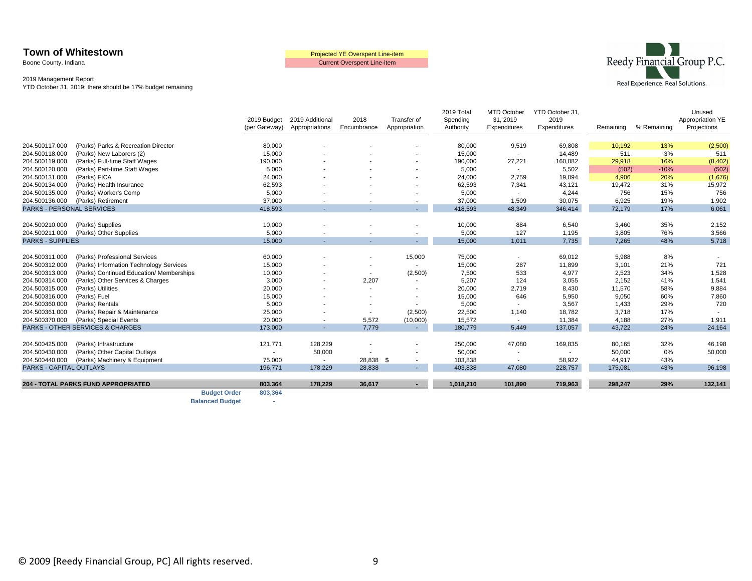**Town of Whitestown**
Boone County, Indiana

Projected YE Overspent Line-item
Current Overspent Line-item

Reedy Financial Group P.C.
Real Experience. Real Solutions.

2019 Management Report
YTD October 31, 2019; there should be 17% budget remaining

| Account | Description | 2019 Budget (per Gateway) | 2019 Additional Appropriations | 2018 Encumbrance | Transfer of Appropriation | 2019 Total Spending Authority | MTD October 31, 2019 Expenditures | YTD October 31, 2019 Expenditures | Remaining | % Remaining | Unused Appropriation YE Projections |
|---|---|---|---|---|---|---|---|---|---|---|---|
| 204.500117.000 | (Parks) Parks & Recreation Director | 80,000 | - | - | - | 80,000 | 9,519 | 69,808 | 10,192 | 13% | (2,500) |
| 204.500118.000 | (Parks) New Laborers (2) | 15,000 | - | - | - | 15,000 | - | 14,489 | 511 | 3% | 511 |
| 204.500119.000 | (Parks) Full-time Staff Wages | 190,000 | - | - | - | 190,000 | 27,221 | 160,082 | 29,918 | 16% | (8,402) |
| 204.500120.000 | (Parks) Part-time Staff Wages | 5,000 | - | - | - | 5,000 | - | 5,502 | (502) | -10% | (502) |
| 204.500131.000 | (Parks) FICA | 24,000 | - | - | - | 24,000 | 2,759 | 19,094 | 4,906 | 20% | (1,676) |
| 204.500134.000 | (Parks) Health Insurance | 62,593 | - | - | - | 62,593 | 7,341 | 43,121 | 19,472 | 31% | 15,972 |
| 204.500135.000 | (Parks) Worker's Comp | 5,000 | - | - | - | 5,000 | - | 4,244 | 756 | 15% | 756 |
| 204.500136.000 | (Parks) Retirement | 37,000 | - | - | - | 37,000 | 1,509 | 30,075 | 6,925 | 19% | 1,902 |
| PARKS - PERSONAL SERVICES | | 418,593 | - | - | - | 418,593 | 48,349 | 346,414 | 72,179 | 17% | 6,061 |
| 204.500210.000 | (Parks) Supplies | 10,000 | - | - | - | 10,000 | 884 | 6,540 | 3,460 | 35% | 2,152 |
| 204.500211.000 | (Parks) Other Supplies | 5,000 | - | - | - | 5,000 | 127 | 1,195 | 3,805 | 76% | 3,566 |
| PARKS - SUPPLIES | | 15,000 | - | - | - | 15,000 | 1,011 | 7,735 | 7,265 | 48% | 5,718 |
| 204.500311.000 | (Parks) Professional Services | 60,000 | - | - | 15,000 | 75,000 | - | 69,012 | 5,988 | 8% | - |
| 204.500312.000 | (Parks) Information Technology Services | 15,000 | - | - | - | 15,000 | 287 | 11,899 | 3,101 | 21% | 721 |
| 204.500313.000 | (Parks) Continued Education/ Memberships | 10,000 | - | - | (2,500) | 7,500 | 533 | 4,977 | 2,523 | 34% | 1,528 |
| 204.500314.000 | (Parks) Other Services & Charges | 3,000 | - | 2,207 | - | 5,207 | 124 | 3,055 | 2,152 | 41% | 1,541 |
| 204.500315.000 | (Parks) Utilities | 20,000 | - | - | - | 20,000 | 2,719 | 8,430 | 11,570 | 58% | 9,884 |
| 204.500316.000 | (Parks) Fuel | 15,000 | - | - | - | 15,000 | 646 | 5,950 | 9,050 | 60% | 7,860 |
| 204.500360.000 | (Parks) Rentals | 5,000 | - | - | - | 5,000 | - | 3,567 | 1,433 | 29% | 720 |
| 204.500361.000 | (Parks) Repair & Maintenance | 25,000 | - | - | (2,500) | 22,500 | 1,140 | 18,782 | 3,718 | 17% | - |
| 204.500370.000 | (Parks) Special Events | 20,000 | - | 5,572 | (10,000) | 15,572 | - | 11,384 | 4,188 | 27% | 1,911 |
| PARKS - OTHER SERVICES & CHARGES | | 173,000 | - | 7,779 | - | 180,779 | 5,449 | 137,057 | 43,722 | 24% | 24,164 |
| 204.500425.000 | (Parks) Infrastructure | 121,771 | 128,229 | - | - | 250,000 | 47,080 | 169,835 | 80,165 | 32% | 46,198 |
| 204.500430.000 | (Parks) Other Capital Outlays | - | 50,000 | - | - | 50,000 | - | - | 50,000 | 0% | 50,000 |
| 204.500440.000 | (Parks) Machinery & Equipment | 75,000 | - | 28,838 $ | - | 103,838 | - | 58,922 | 44,917 | 43% | - |
| PARKS - CAPITAL OUTLAYS | | 196,771 | 178,229 | 28,838 | - | 403,838 | 47,080 | 228,757 | 175,081 | 43% | 96,198 |
| **204 - TOTAL PARKS FUND APPROPRIATED** | | **803,364** | **178,229** | **36,617** | **-** | **1,018,210** | **101,890** | **719,963** | **298,247** | **29%** | **132,141** |
| | **Budget Order** | **803,364** | | | | | | | | | |
| | **Balanced Budget** | - | | | | | | | | | |

© 2009 [Reedy Financial Group, PC] All rights reserved.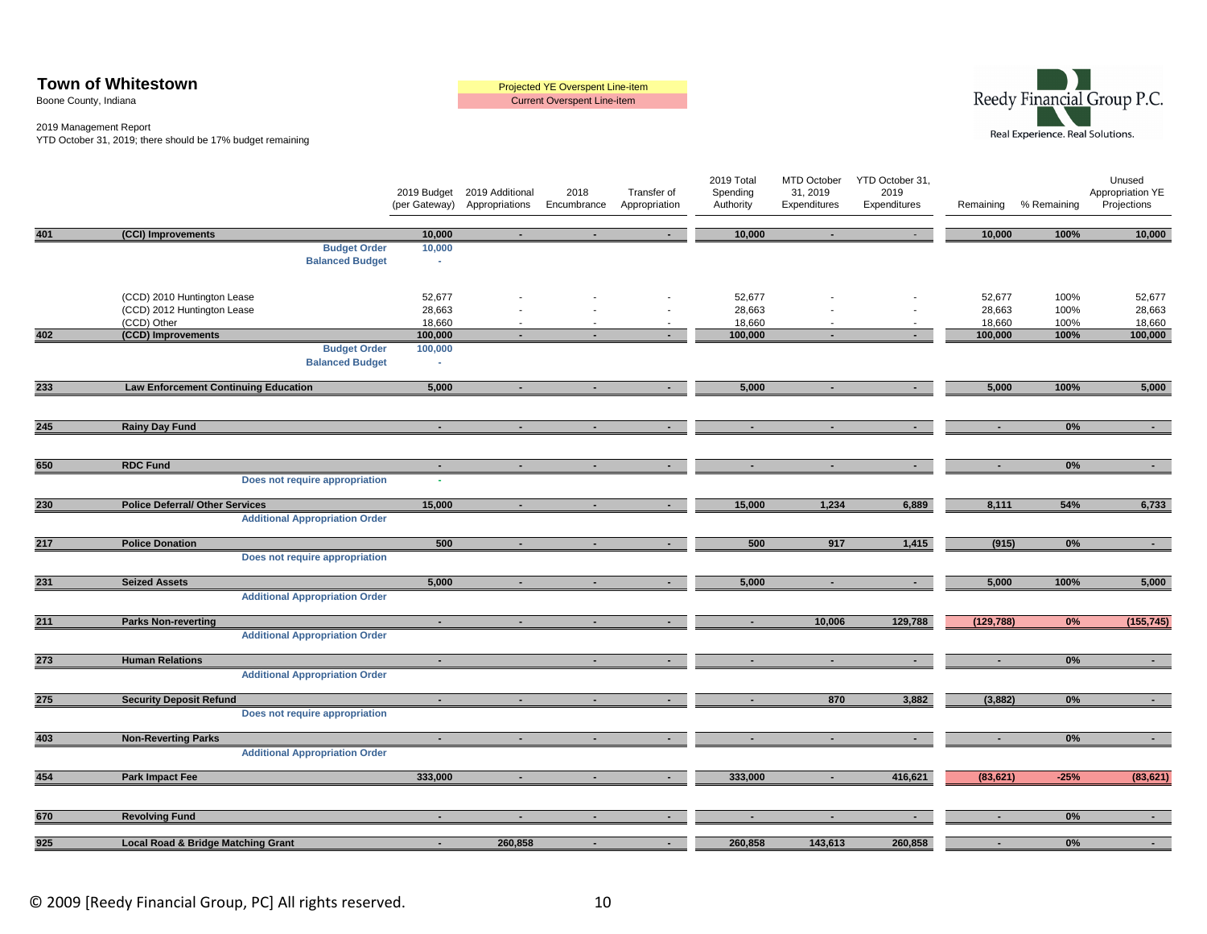# Town of Whitestown

Boone County, Indiana

2019 Management Report
YTD October 31, 2019; there should be 17% budget remaining

Projected YE Overspent Line-item
Current Overspent Line-item

Reedy Financial Group P.C.
Real Experience. Real Solutions.

| | | 2019 Budget (per Gateway) | 2019 Additional Appropriations | 2018 Encumbrance | Transfer of Appropriation | 2019 Total Spending Authority | MTD October 31, 2019 Expenditures | YTD October 31, 2019 Expenditures | Remaining | % Remaining | Unused Appropriation YE Projections |
|---|---|---|---|---|---|---|---|---|---|---|---|
| **401** | **(CCI) Improvements** | **10,000** | **-** | **-** | **-** | **10,000** | **-** | **-** | **10,000** | **100%** | **10,000** |
| | **Budget Order** | **10,000** | | | | | | | | | |
| | **Balanced Budget** | **-** | | | | | | | | | |
| | (CCD) 2010 Huntington Lease | 52,677 | - | - | - | 52,677 | - | - | 52,677 | 100% | 52,677 |
| | (CCD) 2012 Huntington Lease | 28,663 | - | - | - | 28,663 | - | - | 28,663 | 100% | 28,663 |
| | (CCD) Other | 18,660 | - | - | - | 18,660 | - | - | 18,660 | 100% | 18,660 |
| **402** | **(CCD) Improvements** | **100,000** | **-** | **-** | **-** | **100,000** | **-** | **-** | **100,000** | **100%** | **100,000** |
| | **Budget Order** | **100,000** | | | | | | | | | |
| | **Balanced Budget** | **-** | | | | | | | | | |
| **233** | **Law Enforcement Continuing Education** | **5,000** | **-** | **-** | **-** | **5,000** | **-** | **-** | **5,000** | **100%** | **5,000** |
| **245** | **Rainy Day Fund** | **-** | **-** | **-** | **-** | **-** | **-** | **-** | **-** | **0%** | **-** |
| **650** | **RDC Fund** | **-** | **-** | **-** | **-** | **-** | **-** | **-** | **-** | **0%** | **-** |
| | **Does not require appropriation** | **-** | | | | | | | | | |
| **230** | **Police Deferral/ Other Services** | **15,000** | **-** | **-** | **-** | **15,000** | **1,234** | **6,889** | **8,111** | **54%** | **6,733** |
| | **Additional Appropriation Order** | | | | | | | | | | |
| **217** | **Police Donation** | **500** | **-** | **-** | **-** | **500** | **917** | **1,415** | **(915)** | **0%** | **-** |
| | **Does not require appropriation** | | | | | | | | | | |
| **231** | **Seized Assets** | **5,000** | **-** | **-** | **-** | **5,000** | **-** | **-** | **5,000** | **100%** | **5,000** |
| | **Additional Appropriation Order** | | | | | | | | | | |
| **211** | **Parks Non-reverting** | **-** | **-** | **-** | **-** | **-** | **10,006** | **129,788** | **(129,788)** | **0%** | **(155,745)** |
| | **Additional Appropriation Order** | | | | | | | | | | |
| **273** | **Human Relations** | **-** | | **-** | **-** | **-** | **-** | **-** | **-** | **0%** | **-** |
| | **Additional Appropriation Order** | | | | | | | | | | |
| **275** | **Security Deposit Refund** | **-** | **-** | **-** | **-** | **-** | **870** | **3,882** | **(3,882)** | **0%** | **-** |
| | **Does not require appropriation** | | | | | | | | | | |
| **403** | **Non-Reverting Parks** | **-** | **-** | **-** | **-** | **-** | **-** | **-** | **-** | **0%** | **-** |
| | **Additional Appropriation Order** | | | | | | | | | | |
| **454** | **Park Impact Fee** | **333,000** | **-** | **-** | **-** | **333,000** | **-** | **416,621** | **(83,621)** | **-25%** | **(83,621)** |
| **670** | **Revolving Fund** | **-** | **-** | **-** | **-** | **-** | **-** | **-** | **-** | **0%** | **-** |
| **925** | **Local Road & Bridge Matching Grant** | **-** | **260,858** | **-** | **-** | **260,858** | **143,613** | **260,858** | **-** | **0%** | **-** |

© 2009 [Reedy Financial Group, PC] All rights reserved.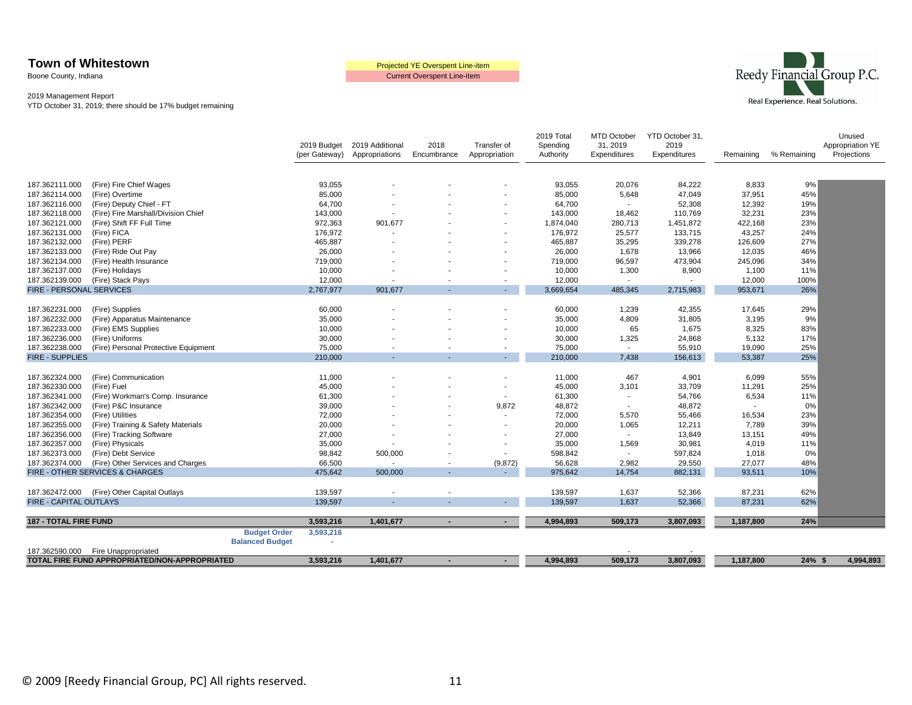**Town of Whitestown**
Boone County, Indiana

2019 Management Report
YTD October 31, 2019; there should be 17% budget remaining

Projected YE Overspent Line-item
Current Overspent Line-item

Reedy Financial Group P.C.
Real Experience. Real Solutions.

| Account | Description | 2019 Budget (per Gateway) | 2019 Additional Appropriations | 2018 Encumbrance | Transfer of Appropriation | 2019 Total Spending Authority | MTD October 31, 2019 Expenditures | YTD October 31, 2019 Expenditures | Remaining | % Remaining | Unused Appropriation YE Projections |
|---|---|---|---|---|---|---|---|---|---|---|---|
| 187.362111.000 | (Fire) Fire Chief Wages | 93,055 | - | - | - | 93,055 | 20,076 | 84,222 | 8,833 | 9% | |
| 187.362114.000 | (Fire) Overtime | 85,000 | - | - | - | 85,000 | 5,648 | 47,049 | 37,951 | 45% | |
| 187.362116.000 | (Fire) Deputy Chief - FT | 64,700 | - | - | - | 64,700 | - | 52,308 | 12,392 | 19% | |
| 187.362118.000 | (Fire) Fire Marshall/Division Chief | 143,000 | - | - | - | 143,000 | 18,462 | 110,769 | 32,231 | 23% | |
| 187.362121.000 | (Fire) Shift FF Full Time | 972,363 | 901,677 | - | - | 1,874,040 | 280,713 | 1,451,872 | 422,168 | 23% | |
| 187.362131.000 | (Fire) FICA | 176,972 | - | - | - | 176,972 | 25,577 | 133,715 | 43,257 | 24% | |
| 187.362132.000 | (Fire) PERF | 465,887 | - | - | - | 465,887 | 35,295 | 339,278 | 126,609 | 27% | |
| 187.362133.000 | (Fire) Ride Out Pay | 26,000 | - | - | - | 26,000 | 1,678 | 13,966 | 12,035 | 46% | |
| 187.362134.000 | (Fire) Health Insurance | 719,000 | - | - | - | 719,000 | 96,597 | 473,904 | 245,096 | 34% | |
| 187.362137.000 | (Fire) Holidays | 10,000 | - | - | - | 10,000 | 1,300 | 8,900 | 1,100 | 11% | |
| 187.362139.000 | (Fire) Stack Pays | 12,000 | - | - | - | 12,000 | - | - | 12,000 | 100% | |
| FIRE - PERSONAL SERVICES | | 2,767,977 | 901,677 | - | - | 3,669,654 | 485,345 | 2,715,983 | 953,671 | 26% | |
| 187.362231.000 | (Fire) Supplies | 60,000 | - | - | - | 60,000 | 1,239 | 42,355 | 17,645 | 29% | |
| 187.362232.000 | (Fire) Apparatus Maintenance | 35,000 | - | - | - | 35,000 | 4,809 | 31,805 | 3,195 | 9% | |
| 187.362233.000 | (Fire) EMS Supplies | 10,000 | - | - | - | 10,000 | 65 | 1,675 | 8,325 | 83% | |
| 187.362236.000 | (Fire) Uniforms | 30,000 | - | - | - | 30,000 | 1,325 | 24,868 | 5,132 | 17% | |
| 187.362238.000 | (Fire) Personal Protective Equipment | 75,000 | - | - | - | 75,000 | - | 55,910 | 19,090 | 25% | |
| FIRE - SUPPLIES | | 210,000 | - | - | - | 210,000 | 7,438 | 156,613 | 53,387 | 25% | |
| 187.362324.000 | (Fire) Communication | 11,000 | - | - | - | 11,000 | 467 | 4,901 | 6,099 | 55% | |
| 187.362330.000 | (Fire) Fuel | 45,000 | - | - | - | 45,000 | 3,101 | 33,709 | 11,291 | 25% | |
| 187.362341.000 | (Fire) Workman's Comp. Insurance | 61,300 | - | - | - | 61,300 | - | 54,766 | 6,534 | 11% | |
| 187.362342.000 | (Fire) P&C Insurance | 39,000 | - | - | 9,872 | 48,872 | - | 48,872 | - | 0% | |
| 187.362354.000 | (Fire) Utilities | 72,000 | - | - | - | 72,000 | 5,570 | 55,466 | 16,534 | 23% | |
| 187.362355.000 | (Fire) Training & Safety Materials | 20,000 | - | - | - | 20,000 | 1,065 | 12,211 | 7,789 | 39% | |
| 187.362356.000 | (Fire) Tracking Software | 27,000 | - | - | - | 27,000 | - | 13,849 | 13,151 | 49% | |
| 187.362357.000 | (Fire) Physicals | 35,000 | - | - | - | 35,000 | 1,569 | 30,981 | 4,019 | 11% | |
| 187.362373.000 | (Fire) Debt Service | 98,842 | 500,000 | - | - | 598,842 | - | 597,824 | 1,018 | 0% | |
| 187.362374.000 | (Fire) Other Services and Charges | 66,500 | - | - | (9,872) | 56,628 | 2,982 | 29,550 | 27,077 | 48% | |
| FIRE - OTHER SERVICES & CHARGES | | 475,642 | 500,000 | - | - | 975,642 | 14,754 | 882,131 | 93,511 | 10% | |
| 187.362472.000 | (Fire) Other Capital Outlays | 139,597 | - | - | | 139,597 | 1,637 | 52,366 | 87,231 | 62% | |
| FIRE - CAPITAL OUTLAYS | | 139,597 | - | - | - | 139,597 | 1,637 | 52,366 | 87,231 | 62% | |
| **187 - TOTAL FIRE FUND** | | **3,593,216** | **1,401,677** | **-** | **-** | **4,994,893** | **509,173** | **3,807,093** | **1,187,800** | **24%** | |
| | **Budget Order** | **3,593,216** | | | | | | | | | |
| | **Balanced Budget** | - | | | | | | | | | |
| 187.362590.000 | Fire Unappropriated | | | | | | - | - | | | |
| **TOTAL FIRE FUND APPROPRIATED/NON-APPROPRIATED** | | **3,593,216** | **1,401,677** | **-** | **-** | **4,994,893** | **509,173** | **3,807,093** | **1,187,800** | **24%** | **$ 4,994,893** |

© 2009 [Reedy Financial Group, PC] All rights reserved.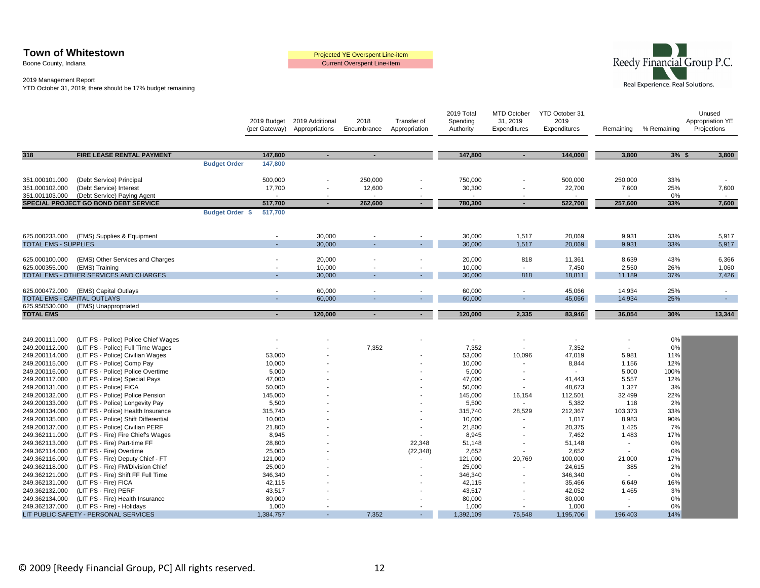**Town of Whitestown**
Boone County, Indiana

2019 Management Report
YTD October 31, 2019; there should be 17% budget remaining

Projected YE Overspent Line-item
Current Overspent Line-item

Reedy Financial Group P.C.
Real Experience. Real Solutions.

| | | 2019 Budget (per Gateway) | 2019 Additional Appropriations | 2018 Encumbrance | Transfer of Appropriation | 2019 Total Spending Authority | MTD October 31, 2019 Expenditures | YTD October 31, 2019 Expenditures | Remaining | % Remaining | Unused Appropriation YE Projections |
|---|---|---|---|---|---|---|---|---|---|---|---|
| **318** | **FIRE LEASE RENTAL PAYMENT** | **147,800** | **-** | **-** | | **147,800** | **-** | **144,000** | **3,800** | **3%** | **$ 3,800** |
| | **Budget Order** | **147,800** | | | | | | | | | |
| 351.000101.000 | (Debt Service) Principal | 500,000 | - | 250,000 | - | 750,000 | - | 500,000 | 250,000 | 33% | - |
| 351.000102.000 | (Debt Service) Interest | 17,700 | - | 12,600 | - | 30,300 | - | 22,700 | 7,600 | 25% | 7,600 |
| 351.001103.000 | (Debt Service) Paying Agent | - | - | - | - | - | - | - | - | 0% | - |
| **SPECIAL PROJECT GO BOND DEBT SERVICE** | | **517,700** | **-** | **262,600** | **-** | **780,300** | **-** | **522,700** | **257,600** | **33%** | **7,600** |
| | **Budget Order $** | **517,700** | | | | | | | | | |
| 625.000233.000 | (EMS) Supplies & Equipment | - | 30,000 | - | - | 30,000 | 1,517 | 20,069 | 9,931 | 33% | 5,917 |
| TOTAL EMS - SUPPLIES | | - | 30,000 | - | - | 30,000 | 1,517 | 20,069 | 9,931 | 33% | 5,917 |
| 625.000100.000 | (EMS) Other Services and Charges | - | 20,000 | - | - | 20,000 | 818 | 11,361 | 8,639 | 43% | 6,366 |
| 625.000355.000 | (EMS) Training | - | 10,000 | - | - | 10,000 | - | 7,450 | 2,550 | 26% | 1,060 |
| TOTAL EMS - OTHER SERVICES AND CHARGES | | - | 30,000 | - | - | 30,000 | 818 | 18,811 | 11,189 | 37% | 7,426 |
| 625.000472.000 | (EMS) Capital Outlays | - | 60,000 | - | - | 60,000 | - | 45,066 | 14,934 | 25% | - |
| TOTAL EMS - CAPITAL OUTLAYS | | - | 60,000 | - | - | 60,000 | - | 45,066 | 14,934 | 25% | - |
| 625.950530.000 | (EMS) Unappropriated | | | | | | | | | | |
| **TOTAL EMS** | | **-** | **120,000** | **-** | **-** | **120,000** | **2,335** | **83,946** | **36,054** | **30%** | **13,344** |
| 249.200111.000 | (LIT PS - Police) Police Chief Wages | - | - | | - | - | - | - | - | 0% | |
| 249.200112.000 | (LIT PS - Police) Full Time Wages | - | - | 7,352 | | 7,352 | - | 7,352 | - | 0% | |
| 249.200114.000 | (LIT PS - Police) Civilian Wages | 53,000 | - | | - | 53,000 | 10,096 | 47,019 | 5,981 | 11% | |
| 249.200115.000 | (LIT PS - Police) Comp Pay | 10,000 | - | | - | 10,000 | - | 8,844 | 1,156 | 12% | |
| 249.200116.000 | (LIT PS - Police) Police Overtime | 5,000 | - | | - | 5,000 | - | - | 5,000 | 100% | |
| 249.200117.000 | (LIT PS - Police) Special Pays | 47,000 | - | | - | 47,000 | - | 41,443 | 5,557 | 12% | |
| 249.200131.000 | (LIT PS - Police) FICA | 50,000 | - | | - | 50,000 | - | 48,673 | 1,327 | 3% | |
| 249.200132.000 | (LIT PS - Police) Police Pension | 145,000 | - | | - | 145,000 | 16,154 | 112,501 | 32,499 | 22% | |
| 249.200133.000 | (LIT PS - Police) Longevity Pay | 5,500 | - | | - | 5,500 | - | 5,382 | 118 | 2% | |
| 249.200134.000 | (LIT PS - Police) Health Insurance | 315,740 | - | | - | 315,740 | 28,529 | 212,367 | 103,373 | 33% | |
| 249.200135.000 | (LIT PS - Police) Shift Differential | 10,000 | - | | - | 10,000 | - | 1,017 | 8,983 | 90% | |
| 249.200137.000 | (LIT PS - Police) Civilian PERF | 21,800 | - | | - | 21,800 | - | 20,375 | 1,425 | 7% | |
| 249.362111.000 | (LIT PS - Fire) Fire Chief's Wages | 8,945 | - | | - | 8,945 | - | 7,462 | 1,483 | 17% | |
| 249.362113.000 | (LIT PS - Fire) Part-time FF | 28,800 | - | | 22,348 | 51,148 | - | 51,148 | - | 0% | |
| 249.362114.000 | (LIT PS - Fire) Overtime | 25,000 | - | | (22,348) | 2,652 | - | 2,652 | - | 0% | |
| 249.362116.000 | (LIT PS - Fire) Deputy Chief - FT | 121,000 | - | | - | 121,000 | 20,769 | 100,000 | 21,000 | 17% | |
| 249.362118.000 | (LIT PS - Fire) FM/Division Chief | 25,000 | - | | - | 25,000 | - | 24,615 | 385 | 2% | |
| 249.362121.000 | (LIT PS - Fire) Shift FF Full Time | 346,340 | - | | - | 346,340 | - | 346,340 | - | 0% | |
| 249.362131.000 | (LIT PS - Fire) FICA | 42,115 | - | | - | 42,115 | - | 35,466 | 6,649 | 16% | |
| 249.362132.000 | (LIT PS - Fire) PERF | 43,517 | - | | - | 43,517 | - | 42,052 | 1,465 | 3% | |
| 249.362134.000 | (LIT PS - Fire) Health Insurance | 80,000 | - | | - | 80,000 | - | 80,000 | - | 0% | |
| 249.362137.000 | (LIT PS - Fire) - Holidays | 1,000 | - | | - | 1,000 | - | 1,000 | - | 0% | |
| LIT PUBLIC SAFETY - PERSONAL SERVICES | | 1,384,757 | - | 7,352 | - | 1,392,109 | 75,548 | 1,195,706 | 196,403 | 14% | |

© 2009 [Reedy Financial Group, PC] All rights reserved.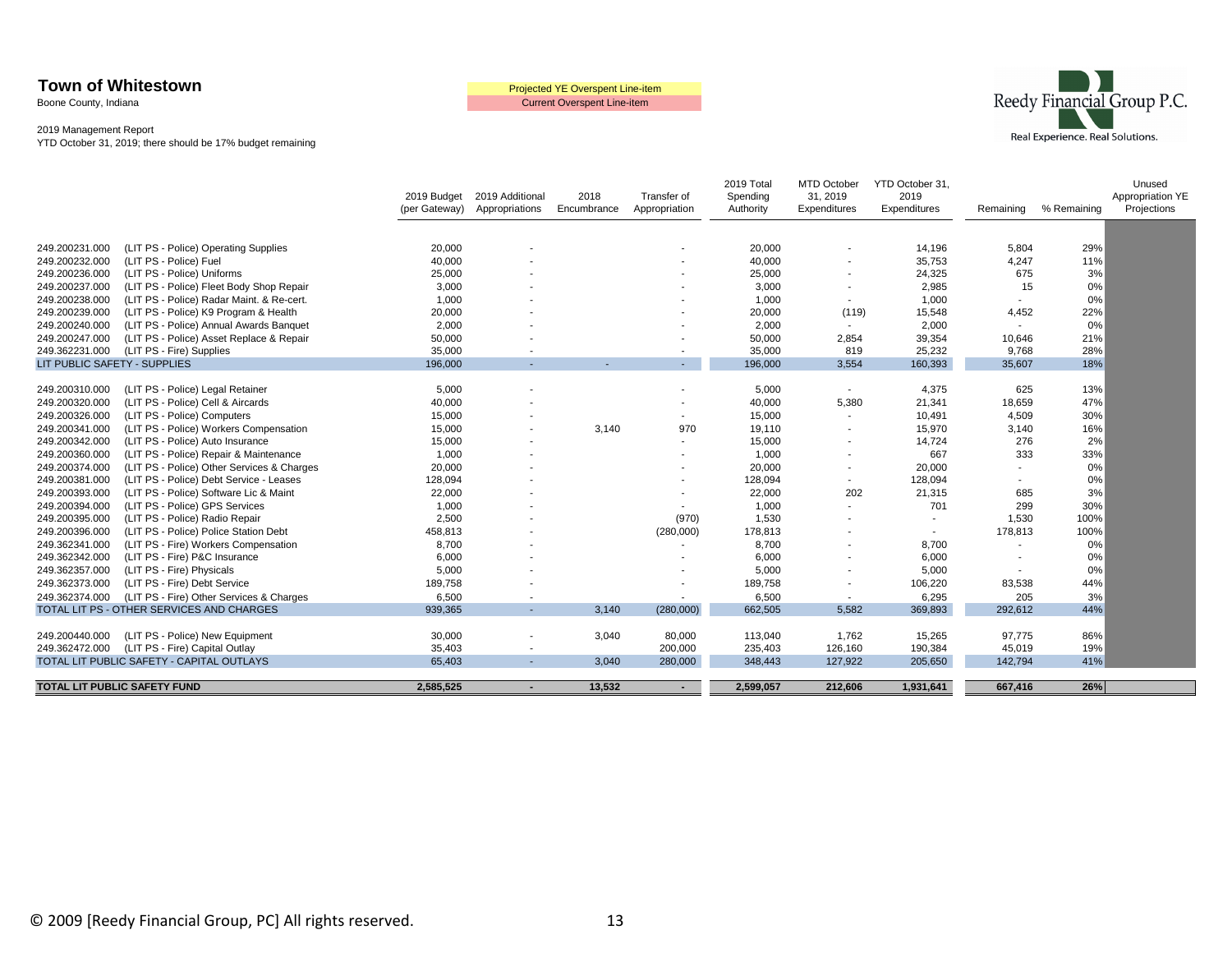**Town of Whitestown**
Boone County, Indiana

2019 Management Report
YTD October 31, 2019; there should be 17% budget remaining

Projected YE Overspent Line-item
Current Overspent Line-item

Reedy Financial Group P.C.
Real Experience. Real Solutions.

| Account | Description | 2019 Budget (per Gateway) | 2019 Additional Appropriations | 2018 Encumbrance | Transfer of Appropriation | 2019 Total Spending Authority | MTD October 31, 2019 Expenditures | YTD October 31, 2019 Expenditures | Remaining | % Remaining | Unused Appropriation YE Projections |
|---|---|---|---|---|---|---|---|---|---|---|---|
| 249.200231.000 | (LIT PS - Police) Operating Supplies | 20,000 | - | | - | 20,000 | - | 14,196 | 5,804 | 29% | |
| 249.200232.000 | (LIT PS - Police) Fuel | 40,000 | - | | - | 40,000 | - | 35,753 | 4,247 | 11% | |
| 249.200236.000 | (LIT PS - Police) Uniforms | 25,000 | - | | - | 25,000 | - | 24,325 | 675 | 3% | |
| 249.200237.000 | (LIT PS - Police) Fleet Body Shop Repair | 3,000 | - | | - | 3,000 | - | 2,985 | 15 | 0% | |
| 249.200238.000 | (LIT PS - Police) Radar Maint. & Re-cert. | 1,000 | - | | - | 1,000 | - | 1,000 | - | 0% | |
| 249.200239.000 | (LIT PS - Police) K9 Program & Health | 20,000 | - | | - | 20,000 | (119) | 15,548 | 4,452 | 22% | |
| 249.200240.000 | (LIT PS - Police) Annual Awards Banquet | 2,000 | - | | - | 2,000 | - | 2,000 | - | 0% | |
| 249.200247.000 | (LIT PS - Police) Asset Replace & Repair | 50,000 | - | | - | 50,000 | 2,854 | 39,354 | 10,646 | 21% | |
| 249.362231.000 | (LIT PS - Fire) Supplies | 35,000 | - | | - | 35,000 | 819 | 25,232 | 9,768 | 28% | |
| LIT PUBLIC SAFETY - SUPPLIES | | 196,000 | - | - | - | 196,000 | 3,554 | 160,393 | 35,607 | 18% | |
| 249.200310.000 | (LIT PS - Police) Legal Retainer | 5,000 | - | | - | 5,000 | - | 4,375 | 625 | 13% | |
| 249.200320.000 | (LIT PS - Police) Cell & Aircards | 40,000 | - | | - | 40,000 | 5,380 | 21,341 | 18,659 | 47% | |
| 249.200326.000 | (LIT PS - Police) Computers | 15,000 | - | | - | 15,000 | - | 10,491 | 4,509 | 30% | |
| 249.200341.000 | (LIT PS - Police) Workers Compensation | 15,000 | - | 3,140 | 970 | 19,110 | - | 15,970 | 3,140 | 16% | |
| 249.200342.000 | (LIT PS - Police) Auto Insurance | 15,000 | - | | - | 15,000 | - | 14,724 | 276 | 2% | |
| 249.200360.000 | (LIT PS - Police) Repair & Maintenance | 1,000 | - | | - | 1,000 | - | 667 | 333 | 33% | |
| 249.200374.000 | (LIT PS - Police) Other Services & Charges | 20,000 | - | | - | 20,000 | - | 20,000 | - | 0% | |
| 249.200381.000 | (LIT PS - Police) Debt Service - Leases | 128,094 | - | | - | 128,094 | - | 128,094 | - | 0% | |
| 249.200393.000 | (LIT PS - Police) Software Lic & Maint | 22,000 | - | | - | 22,000 | 202 | 21,315 | 685 | 3% | |
| 249.200394.000 | (LIT PS - Police) GPS Services | 1,000 | - | | - | 1,000 | - | 701 | 299 | 30% | |
| 249.200395.000 | (LIT PS - Police) Radio Repair | 2,500 | - | | (970) | 1,530 | - | - | 1,530 | 100% | |
| 249.200396.000 | (LIT PS - Police) Police Station Debt | 458,813 | - | | (280,000) | 178,813 | - | - | 178,813 | 100% | |
| 249.362341.000 | (LIT PS - Fire) Workers Compensation | 8,700 | - | | - | 8,700 | - | 8,700 | - | 0% | |
| 249.362342.000 | (LIT PS - Fire) P&C Insurance | 6,000 | - | | - | 6,000 | - | 6,000 | - | 0% | |
| 249.362357.000 | (LIT PS - Fire) Physicals | 5,000 | - | | - | 5,000 | - | 5,000 | - | 0% | |
| 249.362373.000 | (LIT PS - Fire) Debt Service | 189,758 | - | | - | 189,758 | - | 106,220 | 83,538 | 44% | |
| 249.362374.000 | (LIT PS - Fire) Other Services & Charges | 6,500 | - | | - | 6,500 | - | 6,295 | 205 | 3% | |
| TOTAL LIT PS - OTHER SERVICES AND CHARGES | | 939,365 | - | 3,140 | (280,000) | 662,505 | 5,582 | 369,893 | 292,612 | 44% | |
| 249.200440.000 | (LIT PS - Police) New Equipment | 30,000 | - | 3,040 | 80,000 | 113,040 | 1,762 | 15,265 | 97,775 | 86% | |
| 249.362472.000 | (LIT PS - Fire) Capital Outlay | 35,403 | - | | 200,000 | 235,403 | 126,160 | 190,384 | 45,019 | 19% | |
| TOTAL LIT PUBLIC SAFETY - CAPITAL OUTLAYS | | 65,403 | - | 3,040 | 280,000 | 348,443 | 127,922 | 205,650 | 142,794 | 41% | |
| **TOTAL LIT PUBLIC SAFETY FUND** | | **2,585,525** | **-** | **13,532** | **-** | **2,599,057** | **212,606** | **1,931,641** | **667,416** | **26%** | |

© 2009 [Reedy Financial Group, PC] All rights reserved.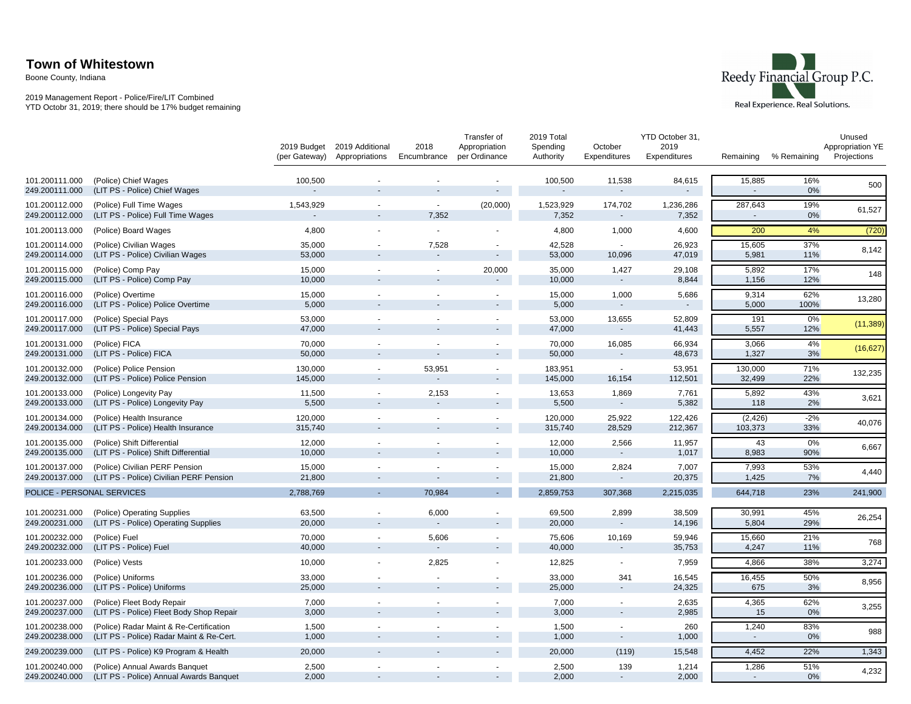# Town of Whitestown

Boone County, Indiana

2019 Management Report - Police/Fire/LIT Combined
YTD Octobr 31, 2019; there should be 17% budget remaining

Reedy Financial Group P.C.
Real Experience. Real Solutions.

| Account | Description | 2019 Budget (per Gateway) | 2019 Additional Appropriations | 2018 Encumbrance | Transfer of Appropriation per Ordinance | 2019 Total Spending Authority | October Expenditures | YTD October 31, 2019 Expenditures | Remaining | % Remaining | Unused Appropriation YE Projections |
|---|---|---|---|---|---|---|---|---|---|---|---|
| 101.200111.000 | (Police) Chief Wages | 100,500 | - | - | - | 100,500 | 11,538 | 84,615 | 15,885 | 16% | 500 |
| 249.200111.000 | (LIT PS - Police) Chief Wages | - | - | - | - | - | - | - | - | 0% | |
| 101.200112.000 | (Police) Full Time Wages | 1,543,929 | - | - | (20,000) | 1,523,929 | 174,702 | 1,236,286 | 287,643 | 19% | 61,527 |
| 249.200112.000 | (LIT PS - Police) Full Time Wages | - | - | 7,352 | | 7,352 | - | 7,352 | - | 0% | |
| 101.200113.000 | (Police) Board Wages | 4,800 | - | - | - | 4,800 | 1,000 | 4,600 | 200 | 4% | (720) |
| 101.200114.000 | (Police) Civilian Wages | 35,000 | - | 7,528 | - | 42,528 | - | 26,923 | 15,605 | 37% | 8,142 |
| 249.200114.000 | (LIT PS - Police) Civilian Wages | 53,000 | - | - | - | 53,000 | 10,096 | 47,019 | 5,981 | 11% | |
| 101.200115.000 | (Police) Comp Pay | 15,000 | - | - | 20,000 | 35,000 | 1,427 | 29,108 | 5,892 | 17% | 148 |
| 249.200115.000 | (LIT PS - Police) Comp Pay | 10,000 | - | - | - | 10,000 | - | 8,844 | 1,156 | 12% | |
| 101.200116.000 | (Police) Overtime | 15,000 | - | - | - | 15,000 | 1,000 | 5,686 | 9,314 | 62% | 13,280 |
| 249.200116.000 | (LIT PS - Police) Police Overtime | 5,000 | - | - | - | 5,000 | - | - | 5,000 | 100% | |
| 101.200117.000 | (Police) Special Pays | 53,000 | - | - | - | 53,000 | 13,655 | 52,809 | 191 | 0% | (11,389) |
| 249.200117.000 | (LIT PS - Police) Special Pays | 47,000 | - | - | - | 47,000 | - | 41,443 | 5,557 | 12% | |
| 101.200131.000 | (Police) FICA | 70,000 | - | - | - | 70,000 | 16,085 | 66,934 | 3,066 | 4% | (16,627) |
| 249.200131.000 | (LIT PS - Police) FICA | 50,000 | - | - | - | 50,000 | - | 48,673 | 1,327 | 3% | |
| 101.200132.000 | (Police) Police Pension | 130,000 | - | 53,951 | - | 183,951 | - | 53,951 | 130,000 | 71% | 132,235 |
| 249.200132.000 | (LIT PS - Police) Police Pension | 145,000 | - | - | - | 145,000 | 16,154 | 112,501 | 32,499 | 22% | |
| 101.200133.000 | (Police) Longevity Pay | 11,500 | - | 2,153 | - | 13,653 | 1,869 | 7,761 | 5,892 | 43% | 3,621 |
| 249.200133.000 | (LIT PS - Police) Longevity Pay | 5,500 | - | - | - | 5,500 | - | 5,382 | 118 | 2% | |
| 101.200134.000 | (Police) Health Insurance | 120,000 | - | - | - | 120,000 | 25,922 | 122,426 | (2,426) | -2% | 40,076 |
| 249.200134.000 | (LIT PS - Police) Health Insurance | 315,740 | - | - | - | 315,740 | 28,529 | 212,367 | 103,373 | 33% | |
| 101.200135.000 | (Police) Shift Differential | 12,000 | - | - | - | 12,000 | 2,566 | 11,957 | 43 | 0% | 6,667 |
| 249.200135.000 | (LIT PS - Police) Shift Differential | 10,000 | - | - | - | 10,000 | - | 1,017 | 8,983 | 90% | |
| 101.200137.000 | (Police) Civilian PERF Pension | 15,000 | - | - | - | 15,000 | 2,824 | 7,007 | 7,993 | 53% | 4,440 |
| 249.200137.000 | (LIT PS - Police) Civilian PERF Pension | 21,800 | - | - | - | 21,800 | - | 20,375 | 1,425 | 7% | |
| POLICE - PERSONAL SERVICES | | 2,788,769 | - | 70,984 | - | 2,859,753 | 307,368 | 2,215,035 | 644,718 | 23% | 241,900 |
| 101.200231.000 | (Police) Operating Supplies | 63,500 | - | 6,000 | - | 69,500 | 2,899 | 38,509 | 30,991 | 45% | 26,254 |
| 249.200231.000 | (LIT PS - Police) Operating Supplies | 20,000 | - | - | - | 20,000 | - | 14,196 | 5,804 | 29% | |
| 101.200232.000 | (Police) Fuel | 70,000 | - | 5,606 | - | 75,606 | 10,169 | 59,946 | 15,660 | 21% | 768 |
| 249.200232.000 | (LIT PS - Police) Fuel | 40,000 | - | - | - | 40,000 | - | 35,753 | 4,247 | 11% | |
| 101.200233.000 | (Police) Vests | 10,000 | - | 2,825 | - | 12,825 | - | 7,959 | 4,866 | 38% | 3,274 |
| 101.200236.000 | (Police) Uniforms | 33,000 | - | - | - | 33,000 | 341 | 16,545 | 16,455 | 50% | 8,956 |
| 249.200236.000 | (LIT PS - Police) Uniforms | 25,000 | - | - | - | 25,000 | - | 24,325 | 675 | 3% | |
| 101.200237.000 | (Police) Fleet Body Repair | 7,000 | - | - | - | 7,000 | - | 2,635 | 4,365 | 62% | 3,255 |
| 249.200237.000 | (LIT PS - Police) Fleet Body Shop Repair | 3,000 | - | - | - | 3,000 | - | 2,985 | 15 | 0% | |
| 101.200238.000 | (Police) Radar Maint & Re-Certification | 1,500 | - | - | - | 1,500 | - | 260 | 1,240 | 83% | 988 |
| 249.200238.000 | (LIT PS - Police) Radar Maint & Re-Cert. | 1,000 | - | - | - | 1,000 | - | 1,000 | - | 0% | |
| 249.200239.000 | (LIT PS - Police) K9 Program & Health | 20,000 | - | - | - | 20,000 | (119) | 15,548 | 4,452 | 22% | 1,343 |
| 101.200240.000 | (Police) Annual Awards Banquet | 2,500 | - | - | - | 2,500 | 139 | 1,214 | 1,286 | 51% | 4,232 |
| 249.200240.000 | (LIT PS - Police) Annual Awards Banquet | 2,000 | - | - | - | 2,000 | - | 2,000 | - | 0% | |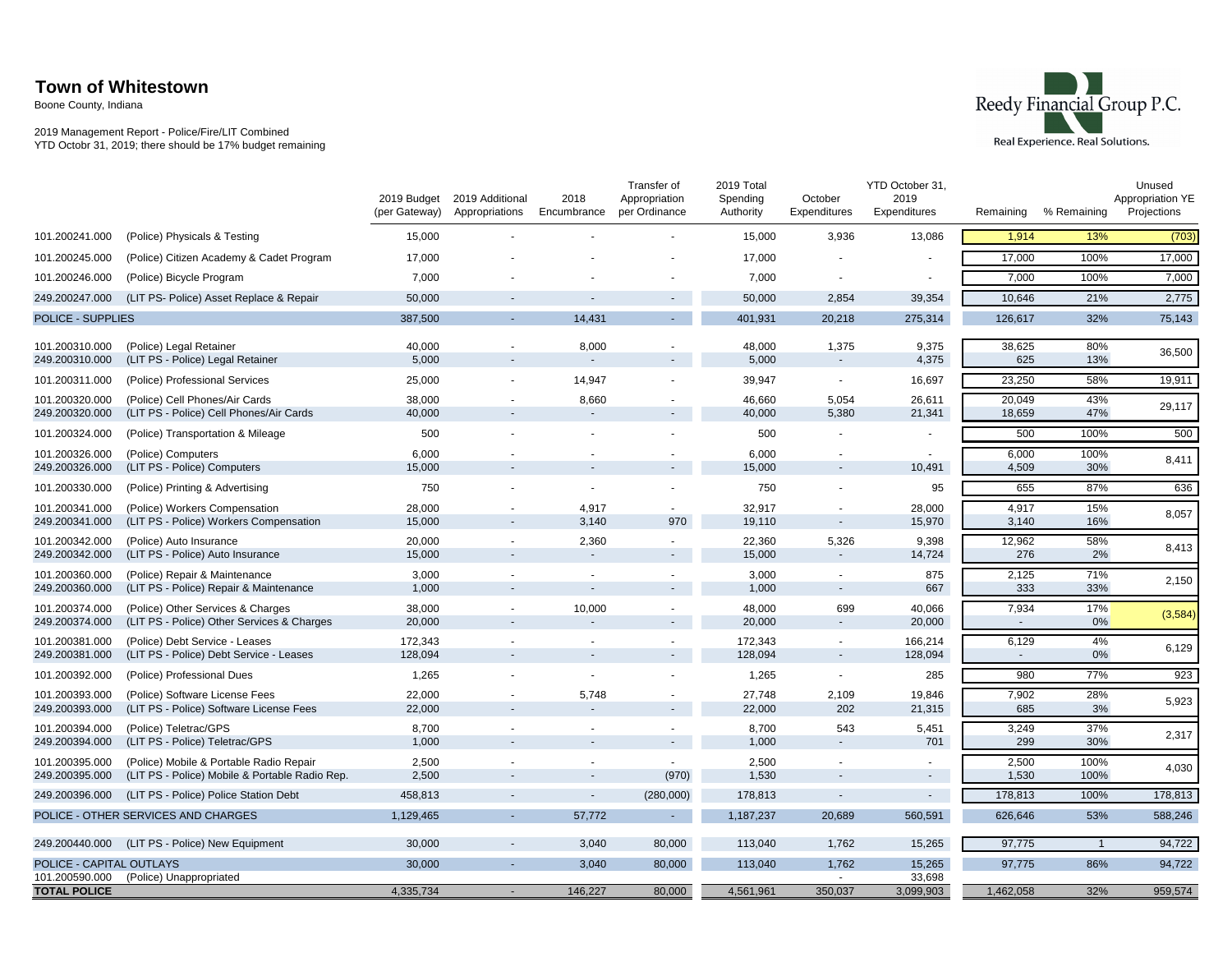# Town of Whitestown

Boone County, Indiana

2019 Management Report - Police/Fire/LIT Combined
YTD Octobr 31, 2019; there should be 17% budget remaining

Reedy Financial Group P.C.
Real Experience. Real Solutions.

| Account | Description | 2019 Budget (per Gateway) | 2019 Additional Appropriations | 2018 Encumbrance | Transfer of Appropriation per Ordinance | 2019 Total Spending Authority | October Expenditures | YTD October 31, 2019 Expenditures | Remaining | % Remaining | Unused Appropriation YE Projections |
|---|---|---|---|---|---|---|---|---|---|---|---|
| 101.200241.000 | (Police) Physicals & Testing | 15,000 | - | - | - | 15,000 | 3,936 | 13,086 | 1,914 | 13% | (703) |
| 101.200245.000 | (Police) Citizen Academy & Cadet Program | 17,000 | - | - | - | 17,000 | - | - | 17,000 | 100% | 17,000 |
| 101.200246.000 | (Police) Bicycle Program | 7,000 | - | - | - | 7,000 | - | - | 7,000 | 100% | 7,000 |
| 249.200247.000 | (LIT PS- Police) Asset Replace & Repair | 50,000 | - | - | - | 50,000 | 2,854 | 39,354 | 10,646 | 21% | 2,775 |
| POLICE - SUPPLIES | | 387,500 | - | 14,431 | - | 401,931 | 20,218 | 275,314 | 126,617 | 32% | 75,143 |
| 101.200310.000 | (Police) Legal Retainer | 40,000 | - | 8,000 | - | 48,000 | 1,375 | 9,375 | 38,625 | 80% | 36,500 |
| 249.200310.000 | (LIT PS - Police) Legal Retainer | 5,000 | - | - | - | 5,000 | - | 4,375 | 625 | 13% | |
| 101.200311.000 | (Police) Professional Services | 25,000 | - | 14,947 | - | 39,947 | - | 16,697 | 23,250 | 58% | 19,911 |
| 101.200320.000 | (Police) Cell Phones/Air Cards | 38,000 | - | 8,660 | - | 46,660 | 5,054 | 26,611 | 20,049 | 43% | 29,117 |
| 249.200320.000 | (LIT PS - Police) Cell Phones/Air Cards | 40,000 | - | - | - | 40,000 | 5,380 | 21,341 | 18,659 | 47% | |
| 101.200324.000 | (Police) Transportation & Mileage | 500 | - | - | - | 500 | - | - | 500 | 100% | 500 |
| 101.200326.000 | (Police) Computers | 6,000 | - | - | - | 6,000 | - | - | 6,000 | 100% | 8,411 |
| 249.200326.000 | (LIT PS - Police) Computers | 15,000 | - | - | - | 15,000 | - | 10,491 | 4,509 | 30% | |
| 101.200330.000 | (Police) Printing & Advertising | 750 | - | - | - | 750 | - | 95 | 655 | 87% | 636 |
| 101.200341.000 | (Police) Workers Compensation | 28,000 | - | 4,917 | - | 32,917 | - | 28,000 | 4,917 | 15% | 8,057 |
| 249.200341.000 | (LIT PS - Police) Workers Compensation | 15,000 | - | 3,140 | 970 | 19,110 | - | 15,970 | 3,140 | 16% | |
| 101.200342.000 | (Police) Auto Insurance | 20,000 | - | 2,360 | - | 22,360 | 5,326 | 9,398 | 12,962 | 58% | 8,413 |
| 249.200342.000 | (LIT PS - Police) Auto Insurance | 15,000 | - | - | - | 15,000 | - | 14,724 | 276 | 2% | |
| 101.200360.000 | (Police) Repair & Maintenance | 3,000 | - | - | - | 3,000 | - | 875 | 2,125 | 71% | 2,150 |
| 249.200360.000 | (LIT PS - Police) Repair & Maintenance | 1,000 | - | - | - | 1,000 | - | 667 | 333 | 33% | |
| 101.200374.000 | (Police) Other Services & Charges | 38,000 | - | 10,000 | - | 48,000 | 699 | 40,066 | 7,934 | 17% | (3,584) |
| 249.200374.000 | (LIT PS - Police) Other Services & Charges | 20,000 | - | - | - | 20,000 | - | 20,000 | - | 0% | |
| 101.200381.000 | (Police) Debt Service - Leases | 172,343 | - | - | - | 172,343 | - | 166,214 | 6,129 | 4% | 6,129 |
| 249.200381.000 | (LIT PS - Police) Debt Service - Leases | 128,094 | - | - | - | 128,094 | - | 128,094 | - | 0% | |
| 101.200392.000 | (Police) Professional Dues | 1,265 | - | - | - | 1,265 | - | 285 | 980 | 77% | 923 |
| 101.200393.000 | (Police) Software License Fees | 22,000 | - | 5,748 | - | 27,748 | 2,109 | 19,846 | 7,902 | 28% | 5,923 |
| 249.200393.000 | (LIT PS - Police) Software License Fees | 22,000 | - | - | - | 22,000 | 202 | 21,315 | 685 | 3% | |
| 101.200394.000 | (Police) Teletrac/GPS | 8,700 | - | - | - | 8,700 | 543 | 5,451 | 3,249 | 37% | 2,317 |
| 249.200394.000 | (LIT PS - Police) Teletrac/GPS | 1,000 | - | - | - | 1,000 | - | 701 | 299 | 30% | |
| 101.200395.000 | (Police) Mobile & Portable Radio Repair | 2,500 | - | - | - | 2,500 | - | - | 2,500 | 100% | 4,030 |
| 249.200395.000 | (LIT PS - Police) Mobile & Portable Radio Rep. | 2,500 | - | - | (970) | 1,530 | - | - | 1,530 | 100% | |
| 249.200396.000 | (LIT PS - Police) Police Station Debt | 458,813 | - | - | (280,000) | 178,813 | - | - | 178,813 | 100% | 178,813 |
| POLICE - OTHER SERVICES AND CHARGES | | 1,129,465 | - | 57,772 | - | 1,187,237 | 20,689 | 560,591 | 626,646 | 53% | 588,246 |
| 249.200440.000 | (LIT PS - Police) New Equipment | 30,000 | - | 3,040 | 80,000 | 113,040 | 1,762 | 15,265 | 97,775 | 1 | 94,722 |
| POLICE - CAPITAL OUTLAYS | | 30,000 | - | 3,040 | 80,000 | 113,040 | 1,762 | 15,265 | 97,775 | 86% | 94,722 |
| 101.200590.000 | (Police) Unappropriated | | | | | | - | 33,698 | | | |
| **TOTAL POLICE** | | 4,335,734 | - | 146,227 | 80,000 | 4,561,961 | 350,037 | 3,099,903 | 1,462,058 | 32% | 959,574 |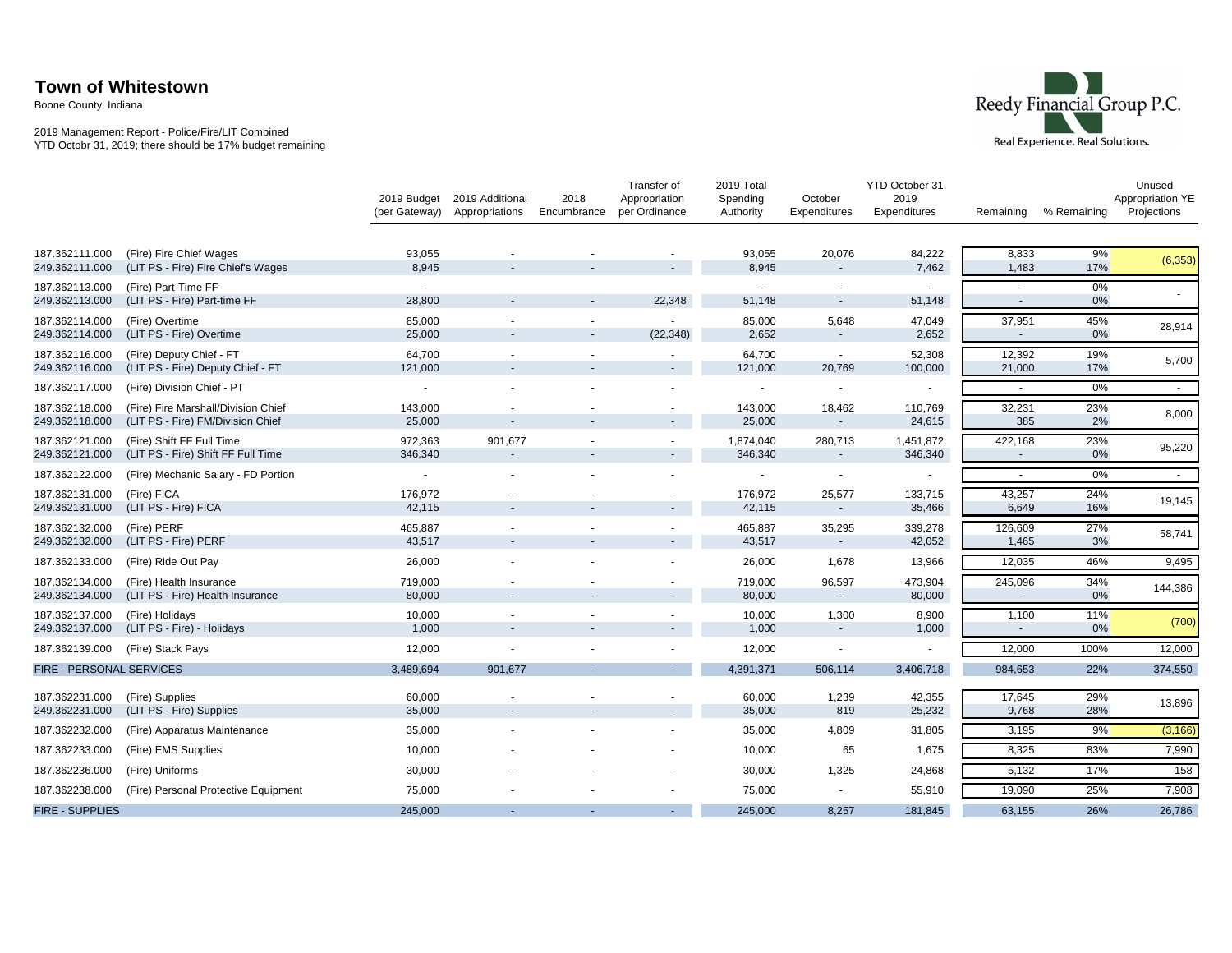# Town of Whitestown

Boone County, Indiana

2019 Management Report - Police/Fire/LIT Combined
YTD Octobr 31, 2019; there should be 17% budget remaining

Reedy Financial Group P.C.
Real Experience. Real Solutions.

| Account | Description | 2019 Budget (per Gateway) | 2019 Additional Appropriations | 2018 Encumbrance | Transfer of Appropriation per Ordinance | 2019 Total Spending Authority | October Expenditures | YTD October 31, 2019 Expenditures | Remaining | % Remaining | Unused Appropriation YE Projections |
|---|---|---|---|---|---|---|---|---|---|---|---|
| 187.362111.000 | (Fire) Fire Chief Wages | 93,055 | - | - | - | 93,055 | 20,076 | 84,222 | 8,833 | 9% | (6,353) |
| 249.362111.000 | (LIT PS - Fire) Fire Chief's Wages | 8,945 | - | - | - | 8,945 | - | 7,462 | 1,483 | 17% | |
| 187.362113.000 | (Fire) Part-Time FF | - | - | - | - | - | - | - | - | 0% | - |
| 249.362113.000 | (LIT PS - Fire) Part-time FF | 28,800 | - | - | 22,348 | 51,148 | - | 51,148 | - | 0% | |
| 187.362114.000 | (Fire) Overtime | 85,000 | - | - | - | 85,000 | 5,648 | 47,049 | 37,951 | 45% | 28,914 |
| 249.362114.000 | (LIT PS - Fire) Overtime | 25,000 | - | - | (22,348) | 2,652 | - | 2,652 | - | 0% | |
| 187.362116.000 | (Fire) Deputy Chief - FT | 64,700 | - | - | - | 64,700 | - | 52,308 | 12,392 | 19% | 5,700 |
| 249.362116.000 | (LIT PS - Fire) Deputy Chief - FT | 121,000 | - | - | - | 121,000 | 20,769 | 100,000 | 21,000 | 17% | |
| 187.362117.000 | (Fire) Division Chief - PT | - | - | - | - | - | - | - | - | 0% | - |
| 187.362118.000 | (Fire) Fire Marshall/Division Chief | 143,000 | - | - | - | 143,000 | 18,462 | 110,769 | 32,231 | 23% | 8,000 |
| 249.362118.000 | (LIT PS - Fire) FM/Division Chief | 25,000 | - | - | - | 25,000 | - | 24,615 | 385 | 2% | |
| 187.362121.000 | (Fire) Shift FF Full Time | 972,363 | 901,677 | - | - | 1,874,040 | 280,713 | 1,451,872 | 422,168 | 23% | 95,220 |
| 249.362121.000 | (LIT PS - Fire) Shift FF Full Time | 346,340 | - | - | - | 346,340 | - | 346,340 | - | 0% | |
| 187.362122.000 | (Fire) Mechanic Salary - FD Portion | - | - | - | - | - | - | - | - | 0% | - |
| 187.362131.000 | (Fire) FICA | 176,972 | - | - | - | 176,972 | 25,577 | 133,715 | 43,257 | 24% | 19,145 |
| 249.362131.000 | (LIT PS - Fire) FICA | 42,115 | - | - | - | 42,115 | - | 35,466 | 6,649 | 16% | |
| 187.362132.000 | (Fire) PERF | 465,887 | - | - | - | 465,887 | 35,295 | 339,278 | 126,609 | 27% | 58,741 |
| 249.362132.000 | (LIT PS - Fire) PERF | 43,517 | - | - | - | 43,517 | - | 42,052 | 1,465 | 3% | |
| 187.362133.000 | (Fire) Ride Out Pay | 26,000 | - | - | - | 26,000 | 1,678 | 13,966 | 12,035 | 46% | 9,495 |
| 187.362134.000 | (Fire) Health Insurance | 719,000 | - | - | - | 719,000 | 96,597 | 473,904 | 245,096 | 34% | 144,386 |
| 249.362134.000 | (LIT PS - Fire) Health Insurance | 80,000 | - | - | - | 80,000 | - | 80,000 | - | 0% | |
| 187.362137.000 | (Fire) Holidays | 10,000 | - | - | - | 10,000 | 1,300 | 8,900 | 1,100 | 11% | (700) |
| 249.362137.000 | (LIT PS - Fire) - Holidays | 1,000 | - | - | - | 1,000 | - | 1,000 | - | 0% | |
| 187.362139.000 | (Fire) Stack Pays | 12,000 | - | - | - | 12,000 | - | - | 12,000 | 100% | 12,000 |
| FIRE - PERSONAL SERVICES | | 3,489,694 | 901,677 | - | - | 4,391,371 | 506,114 | 3,406,718 | 984,653 | 22% | 374,550 |
| 187.362231.000 | (Fire) Supplies | 60,000 | - | - | - | 60,000 | 1,239 | 42,355 | 17,645 | 29% | 13,896 |
| 249.362231.000 | (LIT PS - Fire) Supplies | 35,000 | - | - | - | 35,000 | 819 | 25,232 | 9,768 | 28% | |
| 187.362232.000 | (Fire) Apparatus Maintenance | 35,000 | - | - | - | 35,000 | 4,809 | 31,805 | 3,195 | 9% | (3,166) |
| 187.362233.000 | (Fire) EMS Supplies | 10,000 | - | - | - | 10,000 | 65 | 1,675 | 8,325 | 83% | 7,990 |
| 187.362236.000 | (Fire) Uniforms | 30,000 | - | - | - | 30,000 | 1,325 | 24,868 | 5,132 | 17% | 158 |
| 187.362238.000 | (Fire) Personal Protective Equipment | 75,000 | - | - | - | 75,000 | - | 55,910 | 19,090 | 25% | 7,908 |
| FIRE - SUPPLIES | | 245,000 | - | - | - | 245,000 | 8,257 | 181,845 | 63,155 | 26% | 26,786 |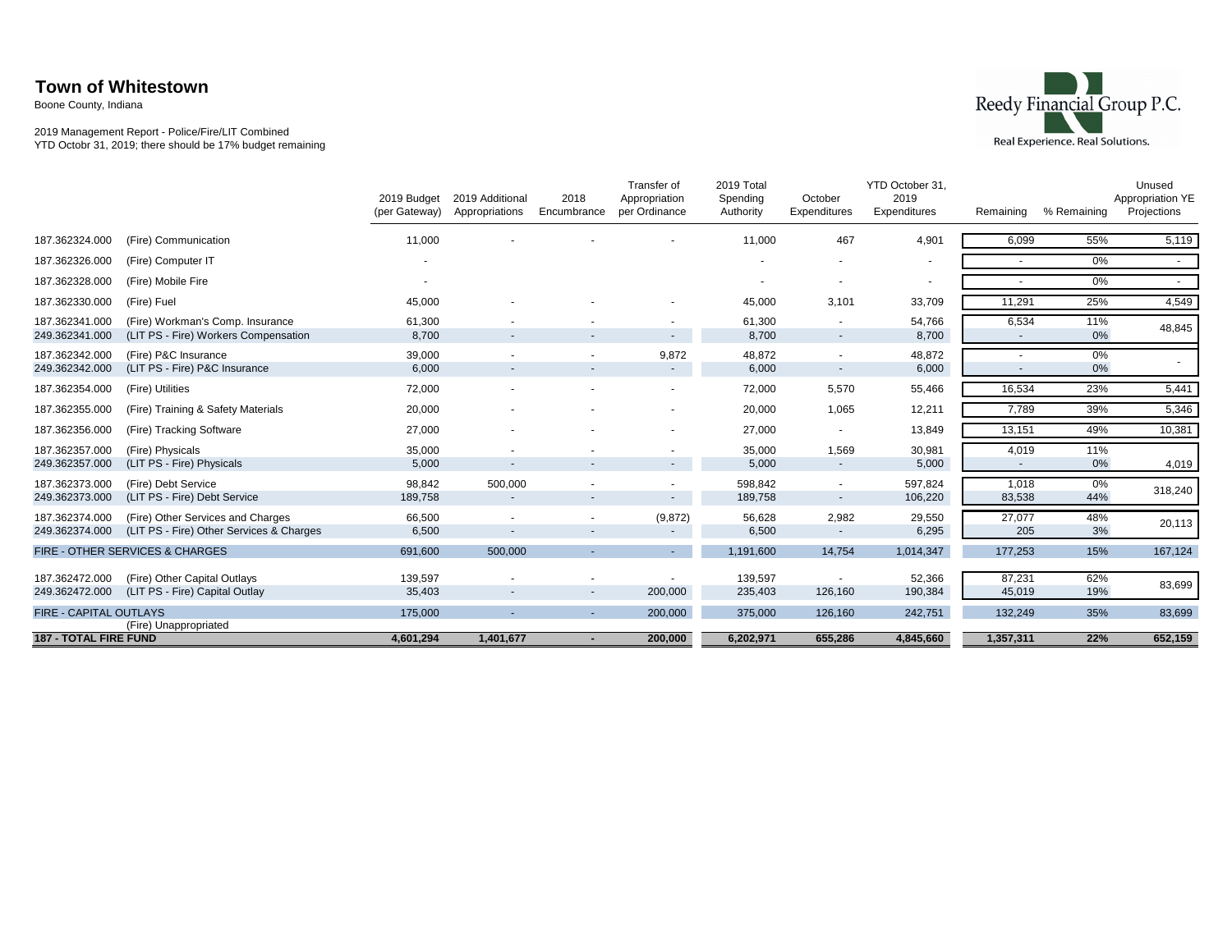# Town of Whitestown

Boone County, Indiana

2019 Management Report - Police/Fire/LIT Combined
YTD Octobr 31, 2019; there should be 17% budget remaining

Reedy Financial Group P.C.
Real Experience. Real Solutions.

| Account | Description | 2019 Budget (per Gateway) | 2019 Additional Appropriations | 2018 Encumbrance | Transfer of Appropriation per Ordinance | 2019 Total Spending Authority | October Expenditures | YTD October 31, 2019 Expenditures | Remaining | % Remaining | Unused Appropriation YE Projections |
|---|---|---|---|---|---|---|---|---|---|---|---|
| 187.362324.000 | (Fire) Communication | 11,000 | - | - | - | 11,000 | 467 | 4,901 | 6,099 | 55% | 5,119 |
| 187.362326.000 | (Fire) Computer IT | - | | | | - | - | - | - | 0% | - |
| 187.362328.000 | (Fire) Mobile Fire | - | | | | - | - | - | - | 0% | - |
| 187.362330.000 | (Fire) Fuel | 45,000 | - | - | - | 45,000 | 3,101 | 33,709 | 11,291 | 25% | 4,549 |
| 187.362341.000 | (Fire) Workman's Comp. Insurance | 61,300 | - | - | - | 61,300 | - | 54,766 | 6,534 | 11% | 48,845 |
| 249.362341.000 | (LIT PS - Fire) Workers Compensation | 8,700 | - | - | - | 8,700 | - | 8,700 | - | 0% | |
| 187.362342.000 | (Fire) P&C Insurance | 39,000 | - | - | 9,872 | 48,872 | - | 48,872 | - | 0% | - |
| 249.362342.000 | (LIT PS - Fire) P&C Insurance | 6,000 | - | - | - | 6,000 | - | 6,000 | - | 0% | |
| 187.362354.000 | (Fire) Utilities | 72,000 | - | - | - | 72,000 | 5,570 | 55,466 | 16,534 | 23% | 5,441 |
| 187.362355.000 | (Fire) Training & Safety Materials | 20,000 | - | - | - | 20,000 | 1,065 | 12,211 | 7,789 | 39% | 5,346 |
| 187.362356.000 | (Fire) Tracking Software | 27,000 | - | - | - | 27,000 | - | 13,849 | 13,151 | 49% | 10,381 |
| 187.362357.000 | (Fire) Physicals | 35,000 | - | - | - | 35,000 | 1,569 | 30,981 | 4,019 | 11% | 4,019 |
| 249.362357.000 | (LIT PS - Fire) Physicals | 5,000 | - | - | - | 5,000 | - | 5,000 | - | 0% | |
| 187.362373.000 | (Fire) Debt Service | 98,842 | 500,000 | - | - | 598,842 | - | 597,824 | 1,018 | 0% | 318,240 |
| 249.362373.000 | (LIT PS - Fire) Debt Service | 189,758 | - | - | - | 189,758 | - | 106,220 | 83,538 | 44% | |
| 187.362374.000 | (Fire) Other Services and Charges | 66,500 | - | - | (9,872) | 56,628 | 2,982 | 29,550 | 27,077 | 48% | 20,113 |
| 249.362374.000 | (LIT PS - Fire) Other Services & Charges | 6,500 | - | - | - | 6,500 | - | 6,295 | 205 | 3% | |
| FIRE - OTHER SERVICES & CHARGES | | 691,600 | 500,000 | - | - | 1,191,600 | 14,754 | 1,014,347 | 177,253 | 15% | 167,124 |
| 187.362472.000 | (Fire) Other Capital Outlays | 139,597 | - | - | - | 139,597 | - | 52,366 | 87,231 | 62% | 83,699 |
| 249.362472.000 | (LIT PS - Fire) Capital Outlay | 35,403 | - | - | 200,000 | 235,403 | 126,160 | 190,384 | 45,019 | 19% | |
| FIRE - CAPITAL OUTLAYS | | 175,000 | - | - | 200,000 | 375,000 | 126,160 | 242,751 | 132,249 | 35% | 83,699 |
| | (Fire) Unappropriated | | | | | | | | | | |
| **187 - TOTAL FIRE FUND** | | **4,601,294** | **1,401,677** | **-** | **200,000** | **6,202,971** | **655,286** | **4,845,660** | **1,357,311** | **22%** | **652,159** |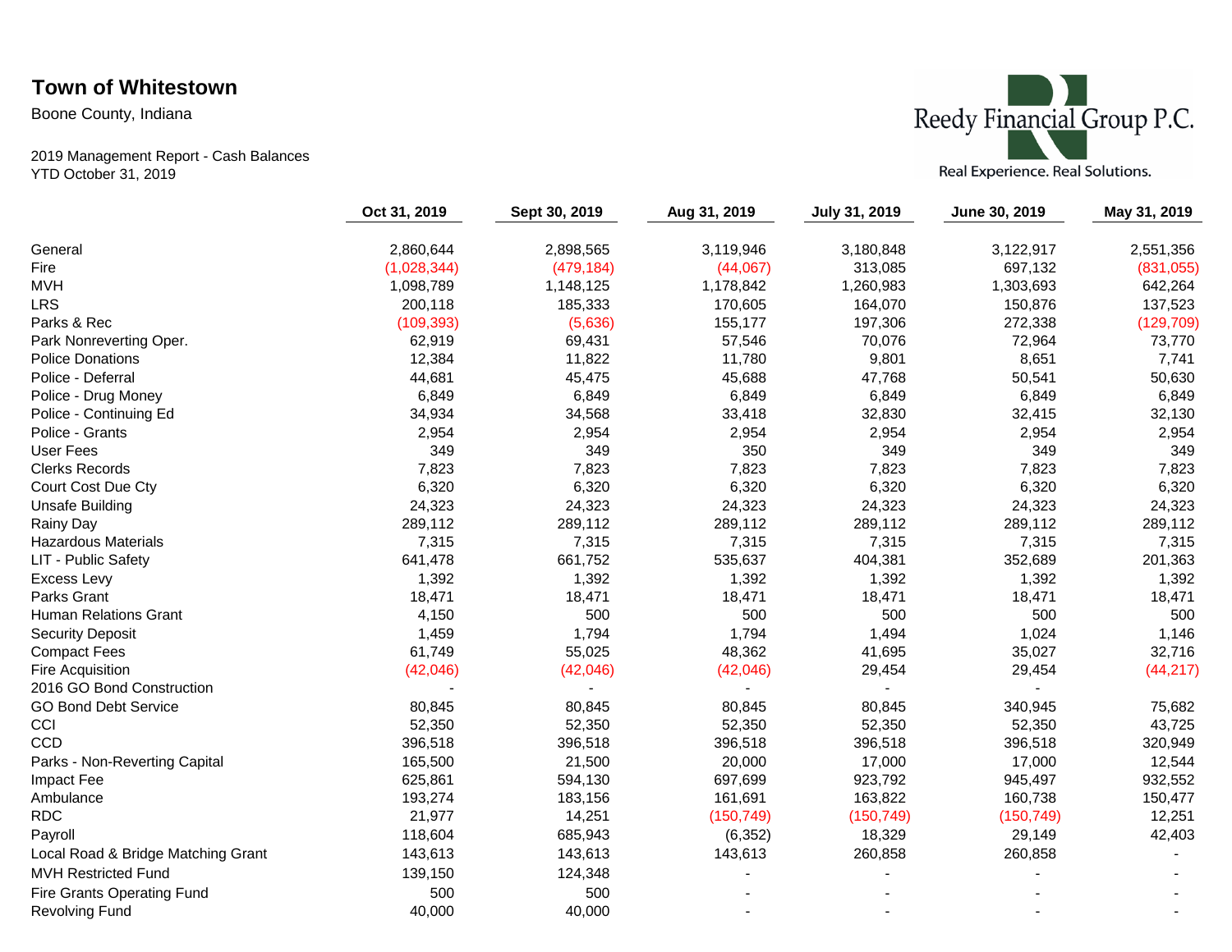**Town of Whitestown**

Boone County, Indiana

2019 Management Report - Cash Balances
YTD October 31, 2019

Reedy Financial Group P.C.
Real Experience. Real Solutions.

| | Oct 31, 2019 | Sept 30, 2019 | Aug 31, 2019 | July 31, 2019 | June 30, 2019 | May 31, 2019 |
|---|---|---|---|---|---|---|
| General | 2,860,644 | 2,898,565 | 3,119,946 | 3,180,848 | 3,122,917 | 2,551,356 |
| Fire | (1,028,344) | (479,184) | (44,067) | 313,085 | 697,132 | (831,055) |
| MVH | 1,098,789 | 1,148,125 | 1,178,842 | 1,260,983 | 1,303,693 | 642,264 |
| LRS | 200,118 | 185,333 | 170,605 | 164,070 | 150,876 | 137,523 |
| Parks & Rec | (109,393) | (5,636) | 155,177 | 197,306 | 272,338 | (129,709) |
| Park Nonreverting Oper. | 62,919 | 69,431 | 57,546 | 70,076 | 72,964 | 73,770 |
| Police Donations | 12,384 | 11,822 | 11,780 | 9,801 | 8,651 | 7,741 |
| Police - Deferral | 44,681 | 45,475 | 45,688 | 47,768 | 50,541 | 50,630 |
| Police - Drug Money | 6,849 | 6,849 | 6,849 | 6,849 | 6,849 | 6,849 |
| Police - Continuing Ed | 34,934 | 34,568 | 33,418 | 32,830 | 32,415 | 32,130 |
| Police - Grants | 2,954 | 2,954 | 2,954 | 2,954 | 2,954 | 2,954 |
| User Fees | 349 | 349 | 350 | 349 | 349 | 349 |
| Clerks Records | 7,823 | 7,823 | 7,823 | 7,823 | 7,823 | 7,823 |
| Court Cost Due Cty | 6,320 | 6,320 | 6,320 | 6,320 | 6,320 | 6,320 |
| Unsafe Building | 24,323 | 24,323 | 24,323 | 24,323 | 24,323 | 24,323 |
| Rainy Day | 289,112 | 289,112 | 289,112 | 289,112 | 289,112 | 289,112 |
| Hazardous Materials | 7,315 | 7,315 | 7,315 | 7,315 | 7,315 | 7,315 |
| LIT - Public Safety | 641,478 | 661,752 | 535,637 | 404,381 | 352,689 | 201,363 |
| Excess Levy | 1,392 | 1,392 | 1,392 | 1,392 | 1,392 | 1,392 |
| Parks Grant | 18,471 | 18,471 | 18,471 | 18,471 | 18,471 | 18,471 |
| Human Relations Grant | 4,150 | 500 | 500 | 500 | 500 | 500 |
| Security Deposit | 1,459 | 1,794 | 1,794 | 1,494 | 1,024 | 1,146 |
| Compact Fees | 61,749 | 55,025 | 48,362 | 41,695 | 35,027 | 32,716 |
| Fire Acquisition | (42,046) | (42,046) | (42,046) | 29,454 | 29,454 | (44,217) |
| 2016 GO Bond Construction | - | - | - | - | - | |
| GO Bond Debt Service | 80,845 | 80,845 | 80,845 | 80,845 | 340,945 | 75,682 |
| CCI | 52,350 | 52,350 | 52,350 | 52,350 | 52,350 | 43,725 |
| CCD | 396,518 | 396,518 | 396,518 | 396,518 | 396,518 | 320,949 |
| Parks - Non-Reverting Capital | 165,500 | 21,500 | 20,000 | 17,000 | 17,000 | 12,544 |
| Impact Fee | 625,861 | 594,130 | 697,699 | 923,792 | 945,497 | 932,552 |
| Ambulance | 193,274 | 183,156 | 161,691 | 163,822 | 160,738 | 150,477 |
| RDC | 21,977 | 14,251 | (150,749) | (150,749) | (150,749) | 12,251 |
| Payroll | 118,604 | 685,943 | (6,352) | 18,329 | 29,149 | 42,403 |
| Local Road & Bridge Matching Grant | 143,613 | 143,613 | 143,613 | 260,858 | 260,858 | - |
| MVH Restricted Fund | 139,150 | 124,348 | - | - | - | - |
| Fire Grants Operating Fund | 500 | 500 | - | - | - | - |
| Revolving Fund | 40,000 | 40,000 | - | - | - | - |